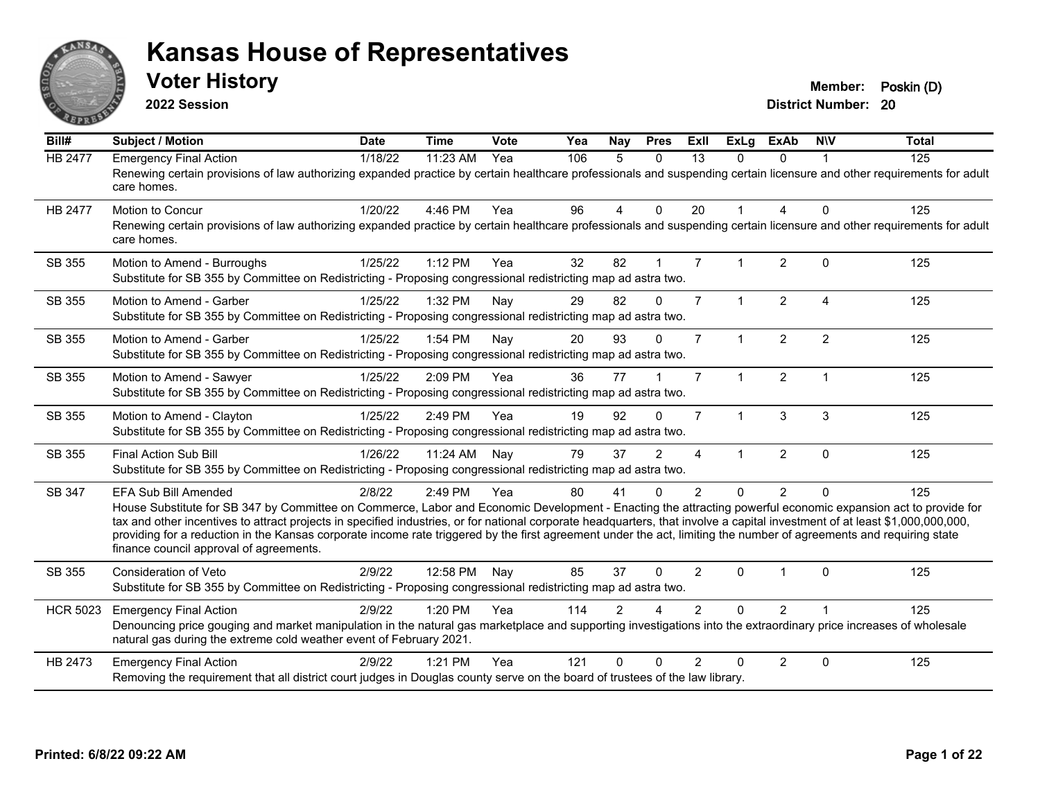# Kansas House of Representatives

## Voter History

**2022 Session**

**Member:** Poskin (D)
**District Number:** 20

| Bill# | Subject / Motion | Date | Time | Vote | Yea | Nay | Pres | ExII | ExLg | ExAb | N\V | Total |
|---|---|---|---|---|---|---|---|---|---|---|---|---|
| HB 2477 | Emergency Final Action | 1/18/22 | 11:23 AM | Yea | 106 | 5 | 0 | 13 | 0 | 0 | 1 | 125 |
| | Renewing certain provisions of law authorizing expanded practice by certain healthcare professionals and suspending certain licensure and other requirements for adult care homes. | | | | | | | | | | | |
| HB 2477 | Motion to Concur | 1/20/22 | 4:46 PM | Yea | 96 | 4 | 0 | 20 | 1 | 4 | 0 | 125 |
| | Renewing certain provisions of law authorizing expanded practice by certain healthcare professionals and suspending certain licensure and other requirements for adult care homes. | | | | | | | | | | | |
| SB 355 | Motion to Amend - Burroughs | 1/25/22 | 1:12 PM | Yea | 32 | 82 | 1 | 7 | 1 | 2 | 0 | 125 |
| | Substitute for SB 355 by Committee on Redistricting - Proposing congressional redistricting map ad astra two. | | | | | | | | | | | |
| SB 355 | Motion to Amend - Garber | 1/25/22 | 1:32 PM | Nay | 29 | 82 | 0 | 7 | 1 | 2 | 4 | 125 |
| | Substitute for SB 355 by Committee on Redistricting - Proposing congressional redistricting map ad astra two. | | | | | | | | | | | |
| SB 355 | Motion to Amend - Garber | 1/25/22 | 1:54 PM | Nay | 20 | 93 | 0 | 7 | 1 | 2 | 2 | 125 |
| | Substitute for SB 355 by Committee on Redistricting - Proposing congressional redistricting map ad astra two. | | | | | | | | | | | |
| SB 355 | Motion to Amend - Sawyer | 1/25/22 | 2:09 PM | Yea | 36 | 77 | 1 | 7 | 1 | 2 | 1 | 125 |
| | Substitute for SB 355 by Committee on Redistricting - Proposing congressional redistricting map ad astra two. | | | | | | | | | | | |
| SB 355 | Motion to Amend - Clayton | 1/25/22 | 2:49 PM | Yea | 19 | 92 | 0 | 7 | 1 | 3 | 3 | 125 |
| | Substitute for SB 355 by Committee on Redistricting - Proposing congressional redistricting map ad astra two. | | | | | | | | | | | |
| SB 355 | Final Action Sub Bill | 1/26/22 | 11:24 AM | Nay | 79 | 37 | 2 | 4 | 1 | 2 | 0 | 125 |
| | Substitute for SB 355 by Committee on Redistricting - Proposing congressional redistricting map ad astra two. | | | | | | | | | | | |
| SB 347 | EFA Sub Bill Amended | 2/8/22 | 2:49 PM | Yea | 80 | 41 | 0 | 2 | 0 | 2 | 0 | 125 |
| | House Substitute for SB 347 by Committee on Commerce, Labor and Economic Development - Enacting the attracting powerful economic expansion act to provide for tax and other incentives to attract projects in specified industries, or for national corporate headquarters, that involve a capital investment of at least $1,000,000,000, providing for a reduction in the Kansas corporate income rate triggered by the first agreement under the act, limiting the number of agreements and requiring state finance council approval of agreements. | | | | | | | | | | | |
| SB 355 | Consideration of Veto | 2/9/22 | 12:58 PM | Nay | 85 | 37 | 0 | 2 | 0 | 1 | 0 | 125 |
| | Substitute for SB 355 by Committee on Redistricting - Proposing congressional redistricting map ad astra two. | | | | | | | | | | | |
| HCR 5023 | Emergency Final Action | 2/9/22 | 1:20 PM | Yea | 114 | 2 | 4 | 2 | 0 | 2 | 1 | 125 |
| | Denouncing price gouging and market manipulation in the natural gas marketplace and supporting investigations into the extraordinary price increases of wholesale natural gas during the extreme cold weather event of February 2021. | | | | | | | | | | | |
| HB 2473 | Emergency Final Action | 2/9/22 | 1:21 PM | Yea | 121 | 0 | 0 | 2 | 0 | 2 | 0 | 125 |
| | Removing the requirement that all district court judges in Douglas county serve on the board of trustees of the law library. | | | | | | | | | | | |

**Printed: 6/8/22 09:22 AM**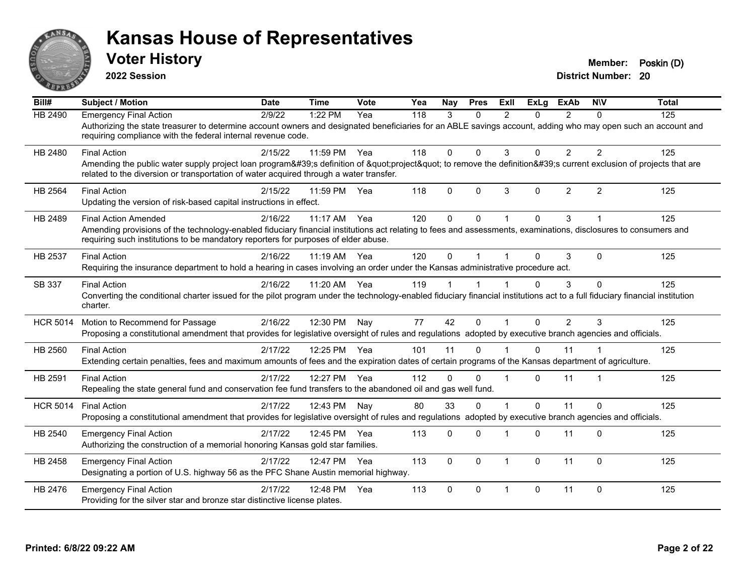# Kansas House of Representatives

## Voter History

**2022 Session**

**Member:** Poskin (D)
**District Number:** 20

| Bill# | Subject / Motion | Date | Time | Vote | Yea | Nay | Pres | ExII | ExLg | ExAb | N\V | Total |
|---|---|---|---|---|---|---|---|---|---|---|---|---|
| HB 2490 | Emergency Final Action | 2/9/22 | 1:22 PM | Yea | 118 | 3 | 0 | 2 | 0 | 2 | 0 | 125 |
| | Authorizing the state treasurer to determine account owners and designated beneficiaries for an ABLE savings account, adding who may open such an account and requiring compliance with the federal internal revenue code. | | | | | | | | | | | |
| HB 2480 | Final Action | 2/15/22 | 11:59 PM | Yea | 118 | 0 | 0 | 3 | 0 | 2 | 2 | 125 |
| | Amending the public water supply project loan program&#39;s definition of &quot;project&quot; to remove the definition&#39;s current exclusion of projects that are related to the diversion or transportation of water acquired through a water transfer. | | | | | | | | | | | |
| HB 2564 | Final Action | 2/15/22 | 11:59 PM | Yea | 118 | 0 | 0 | 3 | 0 | 2 | 2 | 125 |
| | Updating the version of risk-based capital instructions in effect. | | | | | | | | | | | |
| HB 2489 | Final Action Amended | 2/16/22 | 11:17 AM | Yea | 120 | 0 | 0 | 1 | 0 | 3 | 1 | 125 |
| | Amending provisions of the technology-enabled fiduciary financial institutions act relating to fees and assessments, examinations, disclosures to consumers and requiring such institutions to be mandatory reporters for purposes of elder abuse. | | | | | | | | | | | |
| HB 2537 | Final Action | 2/16/22 | 11:19 AM | Yea | 120 | 0 | 1 | 1 | 0 | 3 | 0 | 125 |
| | Requiring the insurance department to hold a hearing in cases involving an order under the Kansas administrative procedure act. | | | | | | | | | | | |
| SB 337 | Final Action | 2/16/22 | 11:20 AM | Yea | 119 | 1 | 1 | 1 | 0 | 3 | 0 | 125 |
| | Converting the conditional charter issued for the pilot program under the technology-enabled fiduciary financial institutions act to a full fiduciary financial institution charter. | | | | | | | | | | | |
| HCR 5014 | Motion to Recommend for Passage | 2/16/22 | 12:30 PM | Nay | 77 | 42 | 0 | 1 | 0 | 2 | 3 | 125 |
| | Proposing a constitutional amendment that provides for legislative oversight of rules and regulations adopted by executive branch agencies and officials. | | | | | | | | | | | |
| HB 2560 | Final Action | 2/17/22 | 12:25 PM | Yea | 101 | 11 | 0 | 1 | 0 | 11 | 1 | 125 |
| | Extending certain penalties, fees and maximum amounts of fees and the expiration dates of certain programs of the Kansas department of agriculture. | | | | | | | | | | | |
| HB 2591 | Final Action | 2/17/22 | 12:27 PM | Yea | 112 | 0 | 0 | 1 | 0 | 11 | 1 | 125 |
| | Repealing the state general fund and conservation fee fund transfers to the abandoned oil and gas well fund. | | | | | | | | | | | |
| HCR 5014 | Final Action | 2/17/22 | 12:43 PM | Nay | 80 | 33 | 0 | 1 | 0 | 11 | 0 | 125 |
| | Proposing a constitutional amendment that provides for legislative oversight of rules and regulations adopted by executive branch agencies and officials. | | | | | | | | | | | |
| HB 2540 | Emergency Final Action | 2/17/22 | 12:45 PM | Yea | 113 | 0 | 0 | 1 | 0 | 11 | 0 | 125 |
| | Authorizing the construction of a memorial honoring Kansas gold star families. | | | | | | | | | | | |
| HB 2458 | Emergency Final Action | 2/17/22 | 12:47 PM | Yea | 113 | 0 | 0 | 1 | 0 | 11 | 0 | 125 |
| | Designating a portion of U.S. highway 56 as the PFC Shane Austin memorial highway. | | | | | | | | | | | |
| HB 2476 | Emergency Final Action | 2/17/22 | 12:48 PM | Yea | 113 | 0 | 0 | 1 | 0 | 11 | 0 | 125 |
| | Providing for the silver star and bronze star distinctive license plates. | | | | | | | | | | | |

**Printed: 6/8/22 09:22 AM**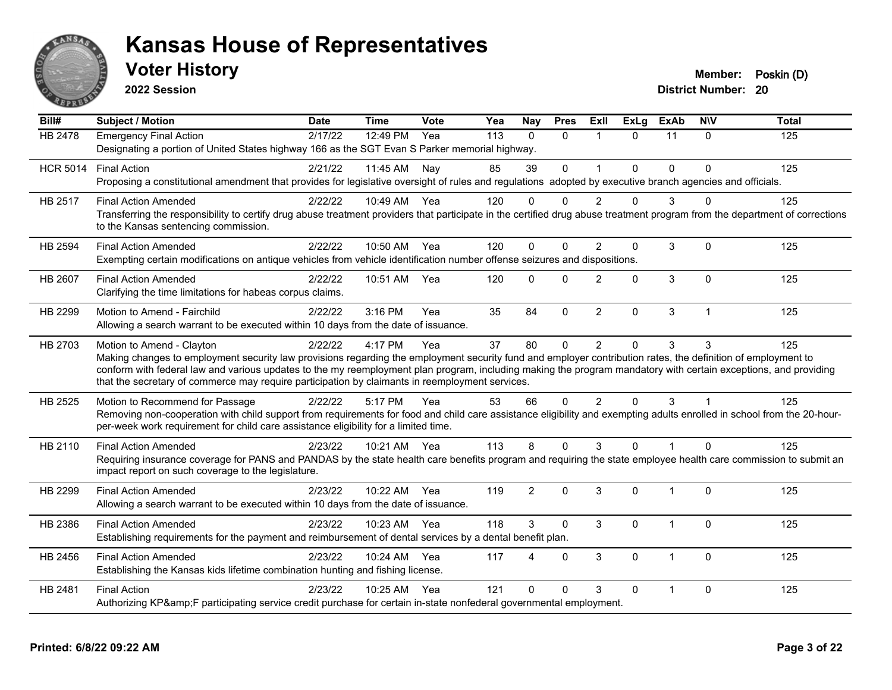# Kansas House of Representatives

## Voter History

**2022 Session**

**Member:** Poskin (D)
**District Number:** 20

| Bill# | Subject / Motion | Date | Time | Vote | Yea | Nay | Pres | ExII | ExLg | ExAb | N\V | Total |
|---|---|---|---|---|---|---|---|---|---|---|---|---|
| HB 2478 | Emergency Final Action | 2/17/22 | 12:49 PM | Yea | 113 | 0 | 0 | 1 | 0 | 11 | 0 | 125 |
| | Designating a portion of United States highway 166 as the SGT Evan S Parker memorial highway. | | | | | | | | | | | |
| HCR 5014 | Final Action | 2/21/22 | 11:45 AM | Nay | 85 | 39 | 0 | 1 | 0 | 0 | 0 | 125 |
| | Proposing a constitutional amendment that provides for legislative oversight of rules and regulations adopted by executive branch agencies and officials. | | | | | | | | | | | |
| HB 2517 | Final Action Amended | 2/22/22 | 10:49 AM | Yea | 120 | 0 | 0 | 2 | 0 | 3 | 0 | 125 |
| | Transferring the responsibility to certify drug abuse treatment providers that participate in the certified drug abuse treatment program from the department of corrections to the Kansas sentencing commission. | | | | | | | | | | | |
| HB 2594 | Final Action Amended | 2/22/22 | 10:50 AM | Yea | 120 | 0 | 0 | 2 | 0 | 3 | 0 | 125 |
| | Exempting certain modifications on antique vehicles from vehicle identification number offense seizures and dispositions. | | | | | | | | | | | |
| HB 2607 | Final Action Amended | 2/22/22 | 10:51 AM | Yea | 120 | 0 | 0 | 2 | 0 | 3 | 0 | 125 |
| | Clarifying the time limitations for habeas corpus claims. | | | | | | | | | | | |
| HB 2299 | Motion to Amend - Fairchild | 2/22/22 | 3:16 PM | Yea | 35 | 84 | 0 | 2 | 0 | 3 | 1 | 125 |
| | Allowing a search warrant to be executed within 10 days from the date of issuance. | | | | | | | | | | | |
| HB 2703 | Motion to Amend - Clayton | 2/22/22 | 4:17 PM | Yea | 37 | 80 | 0 | 2 | 0 | 3 | 3 | 125 |
| | Making changes to employment security law provisions regarding the employment security fund and employer contribution rates, the definition of employment to conform with federal law and various updates to the my reemployment plan program, including making the program mandatory with certain exceptions, and providing that the secretary of commerce may require participation by claimants in reemployment services. | | | | | | | | | | | |
| HB 2525 | Motion to Recommend for Passage | 2/22/22 | 5:17 PM | Yea | 53 | 66 | 0 | 2 | 0 | 3 | 1 | 125 |
| | Removing non-cooperation with child support from requirements for food and child care assistance eligibility and exempting adults enrolled in school from the 20-hour-per-week work requirement for child care assistance eligibility for a limited time. | | | | | | | | | | | |
| HB 2110 | Final Action Amended | 2/23/22 | 10:21 AM | Yea | 113 | 8 | 0 | 3 | 0 | 1 | 0 | 125 |
| | Requiring insurance coverage for PANS and PANDAS by the state health care benefits program and requiring the state employee health care commission to submit an impact report on such coverage to the legislature. | | | | | | | | | | | |
| HB 2299 | Final Action Amended | 2/23/22 | 10:22 AM | Yea | 119 | 2 | 0 | 3 | 0 | 1 | 0 | 125 |
| | Allowing a search warrant to be executed within 10 days from the date of issuance. | | | | | | | | | | | |
| HB 2386 | Final Action Amended | 2/23/22 | 10:23 AM | Yea | 118 | 3 | 0 | 3 | 0 | 1 | 0 | 125 |
| | Establishing requirements for the payment and reimbursement of dental services by a dental benefit plan. | | | | | | | | | | | |
| HB 2456 | Final Action Amended | 2/23/22 | 10:24 AM | Yea | 117 | 4 | 0 | 3 | 0 | 1 | 0 | 125 |
| | Establishing the Kansas kids lifetime combination hunting and fishing license. | | | | | | | | | | | |
| HB 2481 | Final Action | 2/23/22 | 10:25 AM | Yea | 121 | 0 | 0 | 3 | 0 | 1 | 0 | 125 |
| | Authorizing KP&amp;F participating service credit purchase for certain in-state nonfederal governmental employment. | | | | | | | | | | | |

**Printed: 6/8/22 09:22 AM**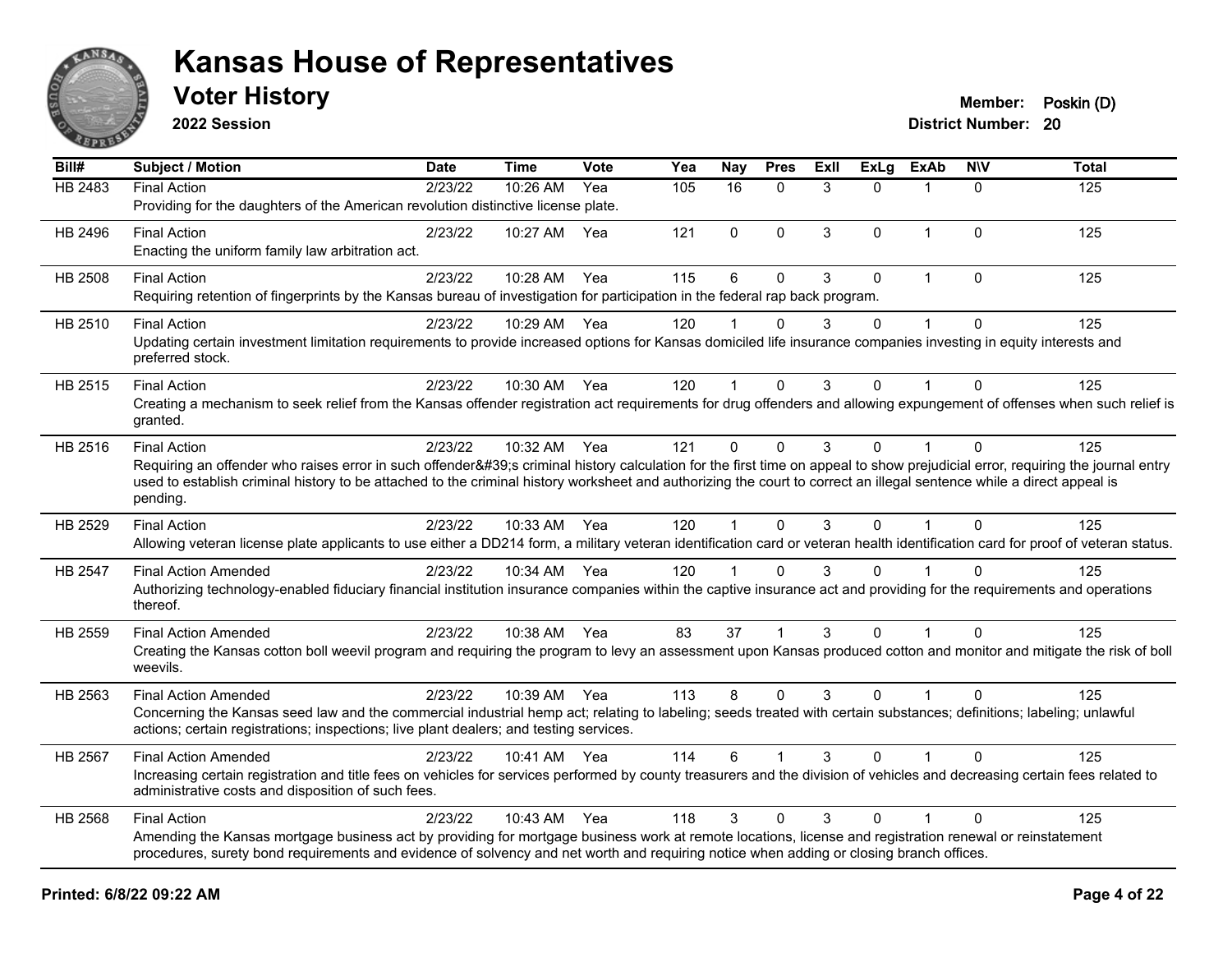# Kansas House of Representatives

## Voter History

**2022 Session**

**Member:** Poskin (D)
**District Number:** 20

| Bill# | Subject / Motion | Date | Time | Vote | Yea | Nay | Pres | ExII | ExLg | ExAb | N\V | Total |
|---|---|---|---|---|---|---|---|---|---|---|---|---|
| HB 2483 | Final Action | 2/23/22 | 10:26 AM | Yea | 105 | 16 | 0 | 3 | 0 | 1 | 0 | 125 |
| | Providing for the daughters of the American revolution distinctive license plate. | | | | | | | | | | | |
| HB 2496 | Final Action | 2/23/22 | 10:27 AM | Yea | 121 | 0 | 0 | 3 | 0 | 1 | 0 | 125 |
| | Enacting the uniform family law arbitration act. | | | | | | | | | | | |
| HB 2508 | Final Action | 2/23/22 | 10:28 AM | Yea | 115 | 6 | 0 | 3 | 0 | 1 | 0 | 125 |
| | Requiring retention of fingerprints by the Kansas bureau of investigation for participation in the federal rap back program. | | | | | | | | | | | |
| HB 2510 | Final Action | 2/23/22 | 10:29 AM | Yea | 120 | 1 | 0 | 3 | 0 | 1 | 0 | 125 |
| | Updating certain investment limitation requirements to provide increased options for Kansas domiciled life insurance companies investing in equity interests and preferred stock. | | | | | | | | | | | |
| HB 2515 | Final Action | 2/23/22 | 10:30 AM | Yea | 120 | 1 | 0 | 3 | 0 | 1 | 0 | 125 |
| | Creating a mechanism to seek relief from the Kansas offender registration act requirements for drug offenders and allowing expungement of offenses when such relief is granted. | | | | | | | | | | | |
| HB 2516 | Final Action | 2/23/22 | 10:32 AM | Yea | 121 | 0 | 0 | 3 | 0 | 1 | 0 | 125 |
| | Requiring an offender who raises error in such offender&#39;s criminal history calculation for the first time on appeal to show prejudicial error, requiring the journal entry used to establish criminal history to be attached to the criminal history worksheet and authorizing the court to correct an illegal sentence while a direct appeal is pending. | | | | | | | | | | | |
| HB 2529 | Final Action | 2/23/22 | 10:33 AM | Yea | 120 | 1 | 0 | 3 | 0 | 1 | 0 | 125 |
| | Allowing veteran license plate applicants to use either a DD214 form, a military veteran identification card or veteran health identification card for proof of veteran status. | | | | | | | | | | | |
| HB 2547 | Final Action Amended | 2/23/22 | 10:34 AM | Yea | 120 | 1 | 0 | 3 | 0 | 1 | 0 | 125 |
| | Authorizing technology-enabled fiduciary financial institution insurance companies within the captive insurance act and providing for the requirements and operations thereof. | | | | | | | | | | | |
| HB 2559 | Final Action Amended | 2/23/22 | 10:38 AM | Yea | 83 | 37 | 1 | 3 | 0 | 1 | 0 | 125 |
| | Creating the Kansas cotton boll weevil program and requiring the program to levy an assessment upon Kansas produced cotton and monitor and mitigate the risk of boll weevils. | | | | | | | | | | | |
| HB 2563 | Final Action Amended | 2/23/22 | 10:39 AM | Yea | 113 | 8 | 0 | 3 | 0 | 1 | 0 | 125 |
| | Concerning the Kansas seed law and the commercial industrial hemp act; relating to labeling; seeds treated with certain substances; definitions; labeling; unlawful actions; certain registrations; inspections; live plant dealers; and testing services. | | | | | | | | | | | |
| HB 2567 | Final Action Amended | 2/23/22 | 10:41 AM | Yea | 114 | 6 | 1 | 3 | 0 | 1 | 0 | 125 |
| | Increasing certain registration and title fees on vehicles for services performed by county treasurers and the division of vehicles and decreasing certain fees related to administrative costs and disposition of such fees. | | | | | | | | | | | |
| HB 2568 | Final Action | 2/23/22 | 10:43 AM | Yea | 118 | 3 | 0 | 3 | 0 | 1 | 0 | 125 |
| | Amending the Kansas mortgage business act by providing for mortgage business work at remote locations, license and registration renewal or reinstatement procedures, surety bond requirements and evidence of solvency and net worth and requiring notice when adding or closing branch offices. | | | | | | | | | | | |

Printed: 6/8/22 09:22 AM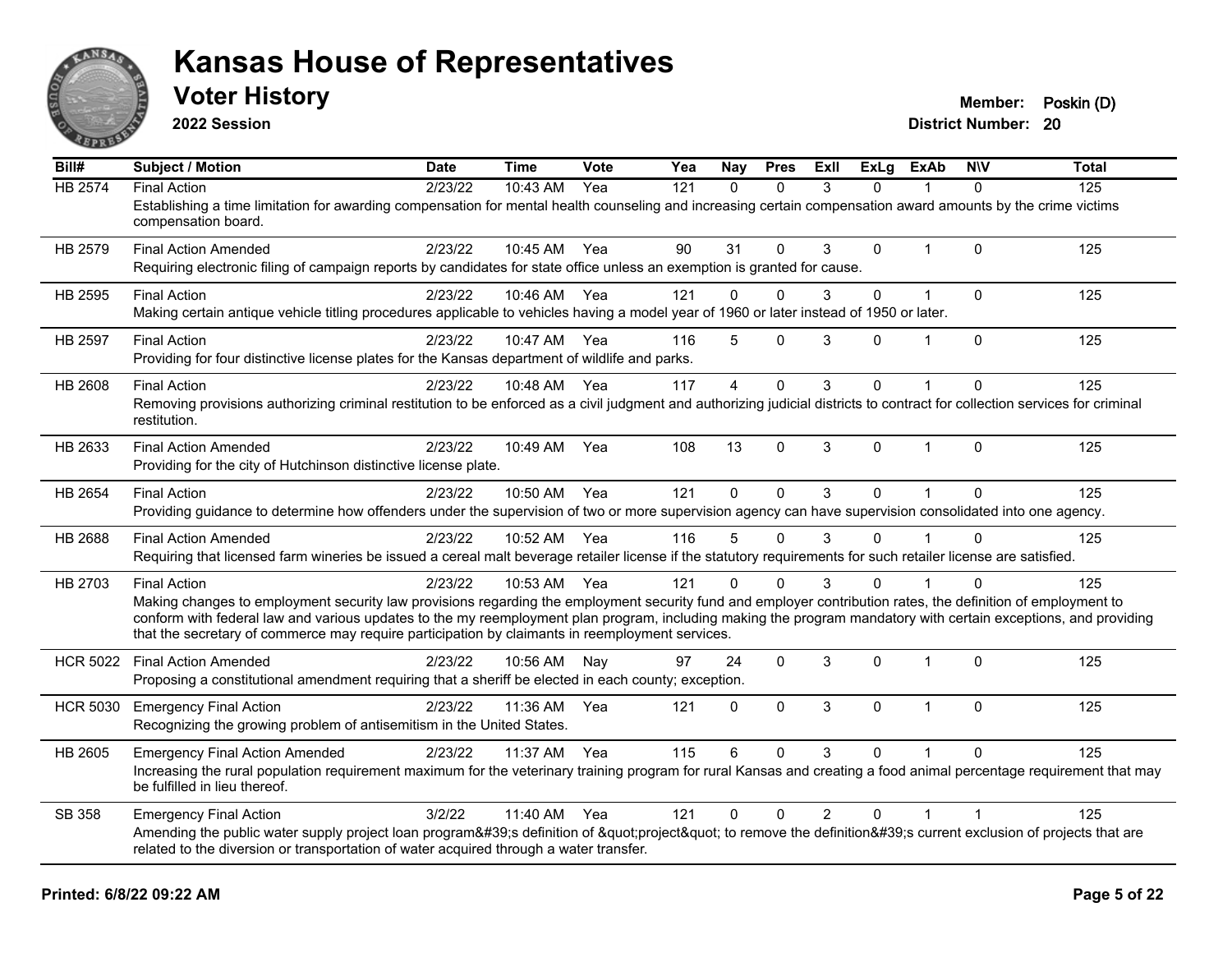# Kansas House of Representatives

## Voter History

**2022 Session**

**Member:** Poskin (D)
**District Number:** 20

| Bill# | Subject / Motion | Date | Time | Vote | Yea | Nay | Pres | ExII | ExLg | ExAb | N\V | Total |
|---|---|---|---|---|---|---|---|---|---|---|---|---|
| HB 2574 | Final Action | 2/23/22 | 10:43 AM | Yea | 121 | 0 | 0 | 3 | 0 | 1 | 0 | 125 |
| | Establishing a time limitation for awarding compensation for mental health counseling and increasing certain compensation award amounts by the crime victims compensation board. | | | | | | | | | | | |
| HB 2579 | Final Action Amended | 2/23/22 | 10:45 AM | Yea | 90 | 31 | 0 | 3 | 0 | 1 | 0 | 125 |
| | Requiring electronic filing of campaign reports by candidates for state office unless an exemption is granted for cause. | | | | | | | | | | | |
| HB 2595 | Final Action | 2/23/22 | 10:46 AM | Yea | 121 | 0 | 0 | 3 | 0 | 1 | 0 | 125 |
| | Making certain antique vehicle titling procedures applicable to vehicles having a model year of 1960 or later instead of 1950 or later. | | | | | | | | | | | |
| HB 2597 | Final Action | 2/23/22 | 10:47 AM | Yea | 116 | 5 | 0 | 3 | 0 | 1 | 0 | 125 |
| | Providing for four distinctive license plates for the Kansas department of wildlife and parks. | | | | | | | | | | | |
| HB 2608 | Final Action | 2/23/22 | 10:48 AM | Yea | 117 | 4 | 0 | 3 | 0 | 1 | 0 | 125 |
| | Removing provisions authorizing criminal restitution to be enforced as a civil judgment and authorizing judicial districts to contract for collection services for criminal restitution. | | | | | | | | | | | |
| HB 2633 | Final Action Amended | 2/23/22 | 10:49 AM | Yea | 108 | 13 | 0 | 3 | 0 | 1 | 0 | 125 |
| | Providing for the city of Hutchinson distinctive license plate. | | | | | | | | | | | |
| HB 2654 | Final Action | 2/23/22 | 10:50 AM | Yea | 121 | 0 | 0 | 3 | 0 | 1 | 0 | 125 |
| | Providing guidance to determine how offenders under the supervision of two or more supervision agency can have supervision consolidated into one agency. | | | | | | | | | | | |
| HB 2688 | Final Action Amended | 2/23/22 | 10:52 AM | Yea | 116 | 5 | 0 | 3 | 0 | 1 | 0 | 125 |
| | Requiring that licensed farm wineries be issued a cereal malt beverage retailer license if the statutory requirements for such retailer license are satisfied. | | | | | | | | | | | |
| HB 2703 | Final Action | 2/23/22 | 10:53 AM | Yea | 121 | 0 | 0 | 3 | 0 | 1 | 0 | 125 |
| | Making changes to employment security law provisions regarding the employment security fund and employer contribution rates, the definition of employment to conform with federal law and various updates to the my reemployment plan program, including making the program mandatory with certain exceptions, and providing that the secretary of commerce may require participation by claimants in reemployment services. | | | | | | | | | | | |
| HCR 5022 | Final Action Amended | 2/23/22 | 10:56 AM | Nay | 97 | 24 | 0 | 3 | 0 | 1 | 0 | 125 |
| | Proposing a constitutional amendment requiring that a sheriff be elected in each county; exception. | | | | | | | | | | | |
| HCR 5030 | Emergency Final Action | 2/23/22 | 11:36 AM | Yea | 121 | 0 | 0 | 3 | 0 | 1 | 0 | 125 |
| | Recognizing the growing problem of antisemitism in the United States. | | | | | | | | | | | |
| HB 2605 | Emergency Final Action Amended | 2/23/22 | 11:37 AM | Yea | 115 | 6 | 0 | 3 | 0 | 1 | 0 | 125 |
| | Increasing the rural population requirement maximum for the veterinary training program for rural Kansas and creating a food animal percentage requirement that may be fulfilled in lieu thereof. | | | | | | | | | | | |
| SB 358 | Emergency Final Action | 3/2/22 | 11:40 AM | Yea | 121 | 0 | 0 | 2 | 0 | 1 | 1 | 125 |
| | Amending the public water supply project loan program&#39;s definition of &quot;project&quot; to remove the definition&#39;s current exclusion of projects that are related to the diversion or transportation of water acquired through a water transfer. | | | | | | | | | | | |

**Printed: 6/8/22 09:22 AM**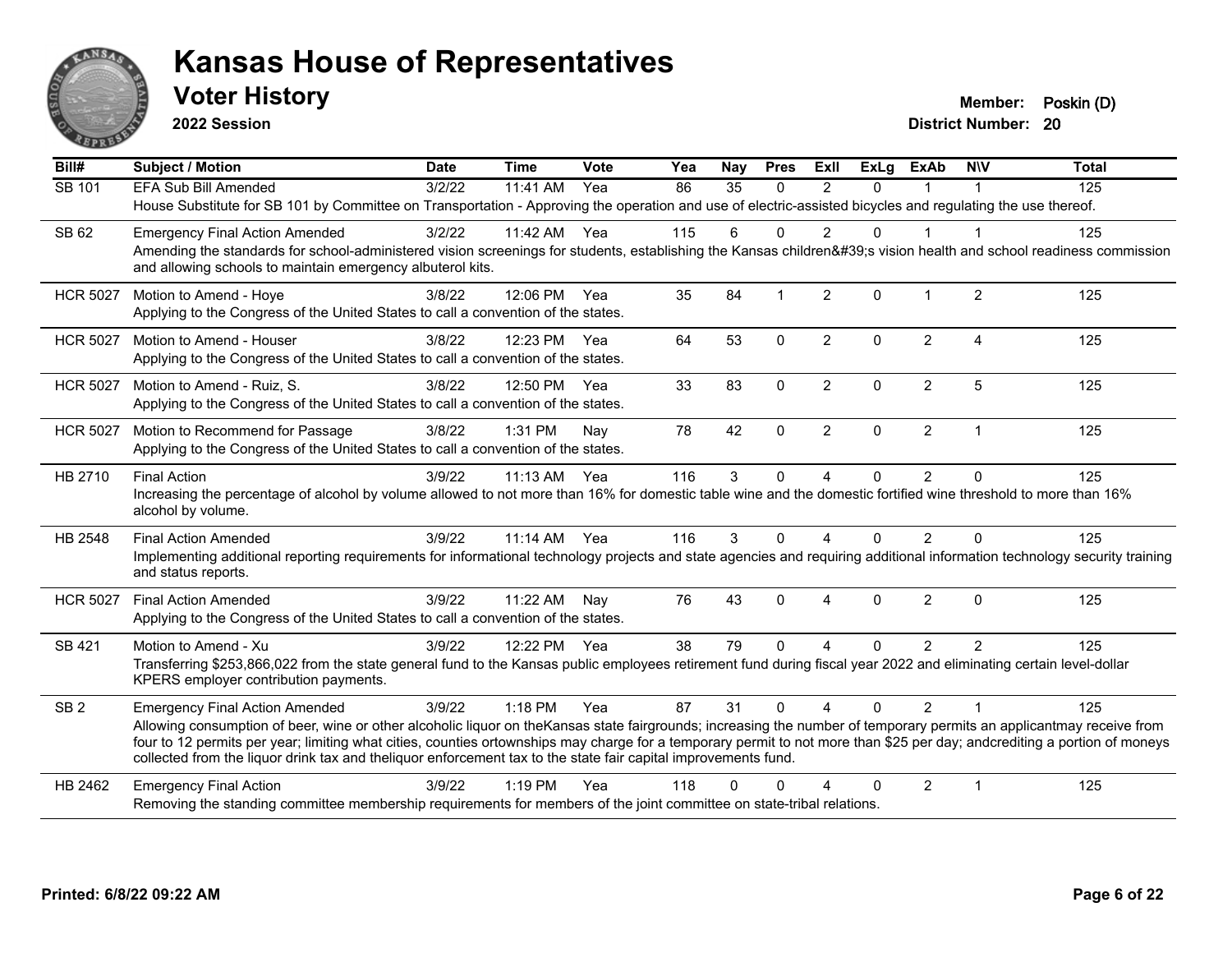# Kansas House of Representatives

## Voter History

**2022 Session**

**Member:** Poskin (D)
**District Number:** 20

| Bill# | Subject / Motion | Date | Time | Vote | Yea | Nay | Pres | ExII | ExLg | ExAb | N\V | Total |
|---|---|---|---|---|---|---|---|---|---|---|---|---|
| SB 101 | EFA Sub Bill Amended | 3/2/22 | 11:41 AM | Yea | 86 | 35 | 0 | 2 | 0 | 1 | 1 | 125 |
| | House Substitute for SB 101 by Committee on Transportation - Approving the operation and use of electric-assisted bicycles and regulating the use thereof. | | | | | | | | | | | |
| SB 62 | Emergency Final Action Amended | 3/2/22 | 11:42 AM | Yea | 115 | 6 | 0 | 2 | 0 | 1 | 1 | 125 |
| | Amending the standards for school-administered vision screenings for students, establishing the Kansas children&#39;s vision health and school readiness commission and allowing schools to maintain emergency albuterol kits. | | | | | | | | | | | |
| HCR 5027 | Motion to Amend - Hoye | 3/8/22 | 12:06 PM | Yea | 35 | 84 | 1 | 2 | 0 | 1 | 2 | 125 |
| | Applying to the Congress of the United States to call a convention of the states. | | | | | | | | | | | |
| HCR 5027 | Motion to Amend - Houser | 3/8/22 | 12:23 PM | Yea | 64 | 53 | 0 | 2 | 0 | 2 | 4 | 125 |
| | Applying to the Congress of the United States to call a convention of the states. | | | | | | | | | | | |
| HCR 5027 | Motion to Amend - Ruiz, S. | 3/8/22 | 12:50 PM | Yea | 33 | 83 | 0 | 2 | 0 | 2 | 5 | 125 |
| | Applying to the Congress of the United States to call a convention of the states. | | | | | | | | | | | |
| HCR 5027 | Motion to Recommend for Passage | 3/8/22 | 1:31 PM | Nay | 78 | 42 | 0 | 2 | 0 | 2 | 1 | 125 |
| | Applying to the Congress of the United States to call a convention of the states. | | | | | | | | | | | |
| HB 2710 | Final Action | 3/9/22 | 11:13 AM | Yea | 116 | 3 | 0 | 4 | 0 | 2 | 0 | 125 |
| | Increasing the percentage of alcohol by volume allowed to not more than 16% for domestic table wine and the domestic fortified wine threshold to more than 16% alcohol by volume. | | | | | | | | | | | |
| HB 2548 | Final Action Amended | 3/9/22 | 11:14 AM | Yea | 116 | 3 | 0 | 4 | 0 | 2 | 0 | 125 |
| | Implementing additional reporting requirements for informational technology projects and state agencies and requiring additional information technology security training and status reports. | | | | | | | | | | | |
| HCR 5027 | Final Action Amended | 3/9/22 | 11:22 AM | Nay | 76 | 43 | 0 | 4 | 0 | 2 | 0 | 125 |
| | Applying to the Congress of the United States to call a convention of the states. | | | | | | | | | | | |
| SB 421 | Motion to Amend - Xu | 3/9/22 | 12:22 PM | Yea | 38 | 79 | 0 | 4 | 0 | 2 | 2 | 125 |
| | Transferring $253,866,022 from the state general fund to the Kansas public employees retirement fund during fiscal year 2022 and eliminating certain level-dollar KPERS employer contribution payments. | | | | | | | | | | | |
| SB 2 | Emergency Final Action Amended | 3/9/22 | 1:18 PM | Yea | 87 | 31 | 0 | 4 | 0 | 2 | 1 | 125 |
| | Allowing consumption of beer, wine or other alcoholic liquor on theKansas state fairgrounds; increasing the number of temporary permits an applicantmay receive from four to 12 permits per year; limiting what cities, counties ortownships may charge for a temporary permit to not more than $25 per day; andcrediting a portion of moneys collected from the liquor drink tax and theliquor enforcement tax to the state fair capital improvements fund. | | | | | | | | | | | |
| HB 2462 | Emergency Final Action | 3/9/22 | 1:19 PM | Yea | 118 | 0 | 0 | 4 | 0 | 2 | 1 | 125 |
| | Removing the standing committee membership requirements for members of the joint committee on state-tribal relations. | | | | | | | | | | | |

**Printed: 6/8/22 09:22 AM**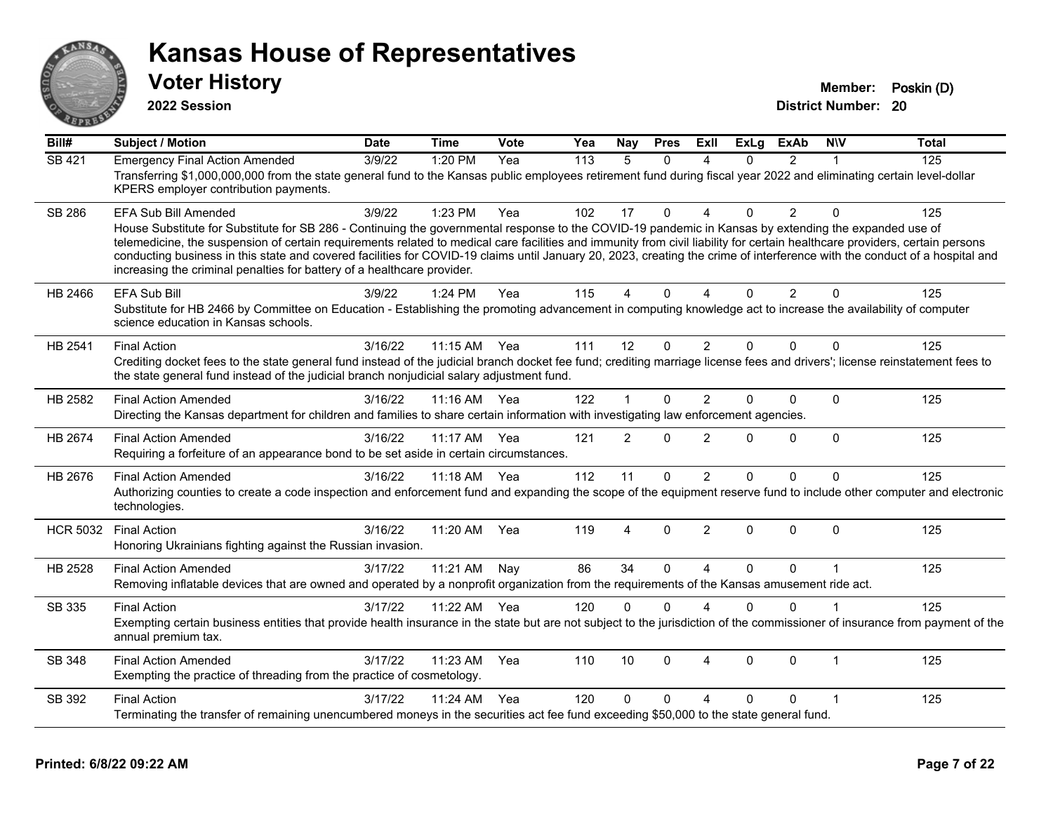# Kansas House of Representatives

## Voter History

**2022 Session**

**Member:** Poskin (D)
**District Number:** 20

| Bill# | Subject / Motion | Date | Time | Vote | Yea | Nay | Pres | ExII | ExLg | ExAb | N\V | Total |
|---|---|---|---|---|---|---|---|---|---|---|---|---|
| SB 421 | Emergency Final Action Amended | 3/9/22 | 1:20 PM | Yea | 113 | 5 | 0 | 4 | 0 | 2 | 1 | 125 |
| | Transferring $1,000,000,000 from the state general fund to the Kansas public employees retirement fund during fiscal year 2022 and eliminating certain level-dollar KPERS employer contribution payments. | | | | | | | | | | | |
| SB 286 | EFA Sub Bill Amended | 3/9/22 | 1:23 PM | Yea | 102 | 17 | 0 | 4 | 0 | 2 | 0 | 125 |
| | House Substitute for Substitute for SB 286 - Continuing the governmental response to the COVID-19 pandemic in Kansas by extending the expanded use of telemedicine, the suspension of certain requirements related to medical care facilities and immunity from civil liability for certain healthcare providers, certain persons conducting business in this state and covered facilities for COVID-19 claims until January 20, 2023, creating the crime of interference with the conduct of a hospital and increasing the criminal penalties for battery of a healthcare provider. | | | | | | | | | | | |
| HB 2466 | EFA Sub Bill | 3/9/22 | 1:24 PM | Yea | 115 | 4 | 0 | 4 | 0 | 2 | 0 | 125 |
| | Substitute for HB 2466 by Committee on Education - Establishing the promoting advancement in computing knowledge act to increase the availability of computer science education in Kansas schools. | | | | | | | | | | | |
| HB 2541 | Final Action | 3/16/22 | 11:15 AM | Yea | 111 | 12 | 0 | 2 | 0 | 0 | 0 | 125 |
| | Crediting docket fees to the state general fund instead of the judicial branch docket fee fund; crediting marriage license fees and drivers'; license reinstatement fees to the state general fund instead of the judicial branch nonjudicial salary adjustment fund. | | | | | | | | | | | |
| HB 2582 | Final Action Amended | 3/16/22 | 11:16 AM | Yea | 122 | 1 | 0 | 2 | 0 | 0 | 0 | 125 |
| | Directing the Kansas department for children and families to share certain information with investigating law enforcement agencies. | | | | | | | | | | | |
| HB 2674 | Final Action Amended | 3/16/22 | 11:17 AM | Yea | 121 | 2 | 0 | 2 | 0 | 0 | 0 | 125 |
| | Requiring a forfeiture of an appearance bond to be set aside in certain circumstances. | | | | | | | | | | | |
| HB 2676 | Final Action Amended | 3/16/22 | 11:18 AM | Yea | 112 | 11 | 0 | 2 | 0 | 0 | 0 | 125 |
| | Authorizing counties to create a code inspection and enforcement fund and expanding the scope of the equipment reserve fund to include other computer and electronic technologies. | | | | | | | | | | | |
| HCR 5032 | Final Action | 3/16/22 | 11:20 AM | Yea | 119 | 4 | 0 | 2 | 0 | 0 | 0 | 125 |
| | Honoring Ukrainians fighting against the Russian invasion. | | | | | | | | | | | |
| HB 2528 | Final Action Amended | 3/17/22 | 11:21 AM | Nay | 86 | 34 | 0 | 4 | 0 | 0 | 1 | 125 |
| | Removing inflatable devices that are owned and operated by a nonprofit organization from the requirements of the Kansas amusement ride act. | | | | | | | | | | | |
| SB 335 | Final Action | 3/17/22 | 11:22 AM | Yea | 120 | 0 | 0 | 4 | 0 | 0 | 1 | 125 |
| | Exempting certain business entities that provide health insurance in the state but are not subject to the jurisdiction of the commissioner of insurance from payment of the annual premium tax. | | | | | | | | | | | |
| SB 348 | Final Action Amended | 3/17/22 | 11:23 AM | Yea | 110 | 10 | 0 | 4 | 0 | 0 | 1 | 125 |
| | Exempting the practice of threading from the practice of cosmetology. | | | | | | | | | | | |
| SB 392 | Final Action | 3/17/22 | 11:24 AM | Yea | 120 | 0 | 0 | 4 | 0 | 0 | 1 | 125 |
| | Terminating the transfer of remaining unencumbered moneys in the securities act fee fund exceeding $50,000 to the state general fund. | | | | | | | | | | | |

**Printed: 6/8/22 09:22 AM**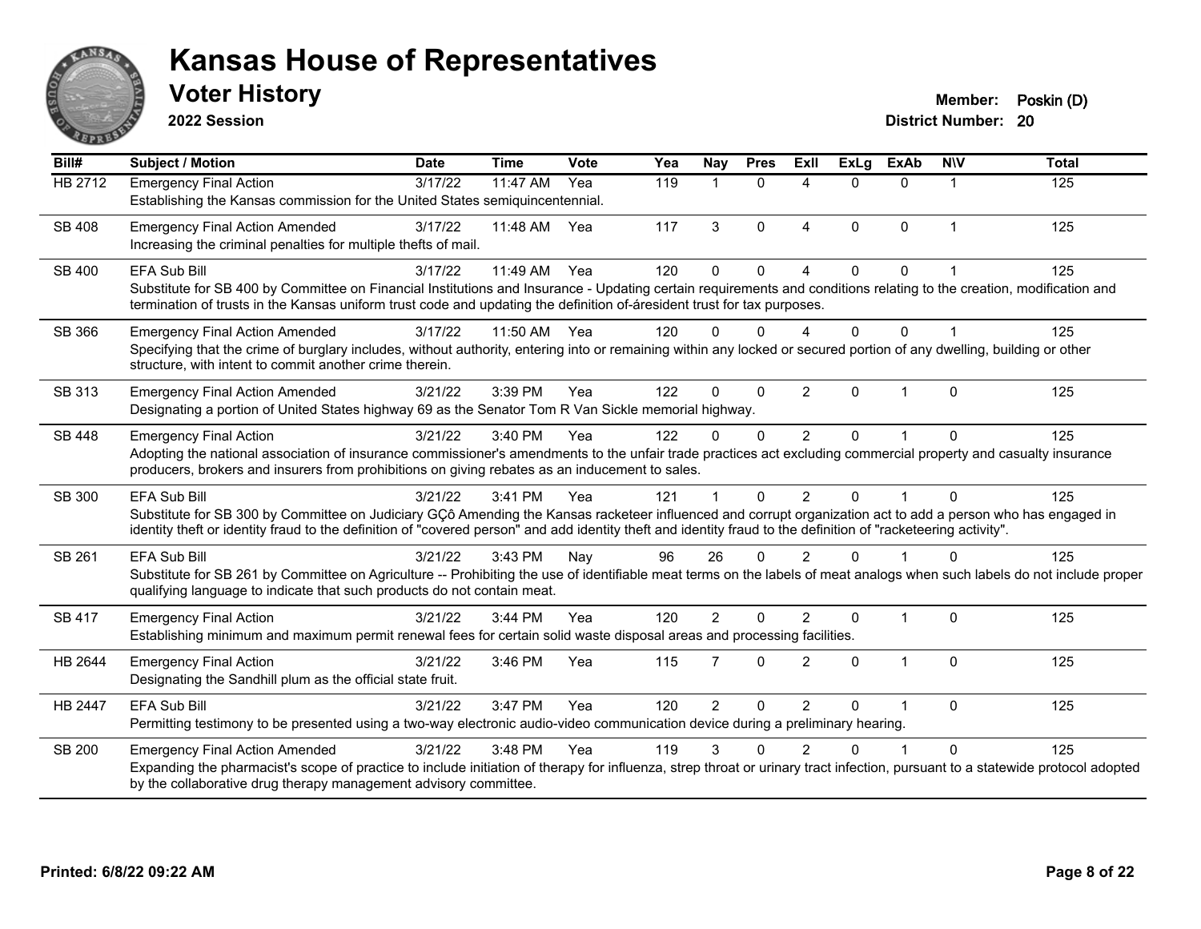# Kansas House of Representatives

## Voter History

**2022 Session**

**Member:** Poskin (D)
**District Number:** 20

| Bill# | Subject / Motion | Date | Time | Vote | Yea | Nay | Pres | ExII | ExLg | ExAb | N\V | Total |
|---|---|---|---|---|---|---|---|---|---|---|---|---|
| HB 2712 | Emergency Final Action | 3/17/22 | 11:47 AM | Yea | 119 | 1 | 0 | 4 | 0 | 0 | 1 | 125 |
| | Establishing the Kansas commission for the United States semiquincentennial. | | | | | | | | | | | |
| SB 408 | Emergency Final Action Amended | 3/17/22 | 11:48 AM | Yea | 117 | 3 | 0 | 4 | 0 | 0 | 1 | 125 |
| | Increasing the criminal penalties for multiple thefts of mail. | | | | | | | | | | | |
| SB 400 | EFA Sub Bill | 3/17/22 | 11:49 AM | Yea | 120 | 0 | 0 | 4 | 0 | 0 | 1 | 125 |
| | Substitute for SB 400 by Committee on Financial Institutions and Insurance - Updating certain requirements and conditions relating to the creation, modification and termination of trusts in the Kansas uniform trust code and updating the definition of-áresident trust for tax purposes. | | | | | | | | | | | |
| SB 366 | Emergency Final Action Amended | 3/17/22 | 11:50 AM | Yea | 120 | 0 | 0 | 4 | 0 | 0 | 1 | 125 |
| | Specifying that the crime of burglary includes, without authority, entering into or remaining within any locked or secured portion of any dwelling, building or other structure, with intent to commit another crime therein. | | | | | | | | | | | |
| SB 313 | Emergency Final Action Amended | 3/21/22 | 3:39 PM | Yea | 122 | 0 | 0 | 2 | 0 | 1 | 0 | 125 |
| | Designating a portion of United States highway 69 as the Senator Tom R Van Sickle memorial highway. | | | | | | | | | | | |
| SB 448 | Emergency Final Action | 3/21/22 | 3:40 PM | Yea | 122 | 0 | 0 | 2 | 0 | 1 | 0 | 125 |
| | Adopting the national association of insurance commissioner's amendments to the unfair trade practices act excluding commercial property and casualty insurance producers, brokers and insurers from prohibitions on giving rebates as an inducement to sales. | | | | | | | | | | | |
| SB 300 | EFA Sub Bill | 3/21/22 | 3:41 PM | Yea | 121 | 1 | 0 | 2 | 0 | 1 | 0 | 125 |
| | Substitute for SB 300 by Committee on Judiciary GÇô Amending the Kansas racketeer influenced and corrupt organization act to add a person who has engaged in identity theft or identity fraud to the definition of "covered person" and add identity theft and identity fraud to the definition of "racketeering activity". | | | | | | | | | | | |
| SB 261 | EFA Sub Bill | 3/21/22 | 3:43 PM | Nay | 96 | 26 | 0 | 2 | 0 | 1 | 0 | 125 |
| | Substitute for SB 261 by Committee on Agriculture -- Prohibiting the use of identifiable meat terms on the labels of meat analogs when such labels do not include proper qualifying language to indicate that such products do not contain meat. | | | | | | | | | | | |
| SB 417 | Emergency Final Action | 3/21/22 | 3:44 PM | Yea | 120 | 2 | 0 | 2 | 0 | 1 | 0 | 125 |
| | Establishing minimum and maximum permit renewal fees for certain solid waste disposal areas and processing facilities. | | | | | | | | | | | |
| HB 2644 | Emergency Final Action | 3/21/22 | 3:46 PM | Yea | 115 | 7 | 0 | 2 | 0 | 1 | 0 | 125 |
| | Designating the Sandhill plum as the official state fruit. | | | | | | | | | | | |
| HB 2447 | EFA Sub Bill | 3/21/22 | 3:47 PM | Yea | 120 | 2 | 0 | 2 | 0 | 1 | 0 | 125 |
| | Permitting testimony to be presented using a two-way electronic audio-video communication device during a preliminary hearing. | | | | | | | | | | | |
| SB 200 | Emergency Final Action Amended | 3/21/22 | 3:48 PM | Yea | 119 | 3 | 0 | 2 | 0 | 1 | 0 | 125 |
| | Expanding the pharmacist's scope of practice to include initiation of therapy for influenza, strep throat or urinary tract infection, pursuant to a statewide protocol adopted by the collaborative drug therapy management advisory committee. | | | | | | | | | | | |

**Printed: 6/8/22 09:22 AM**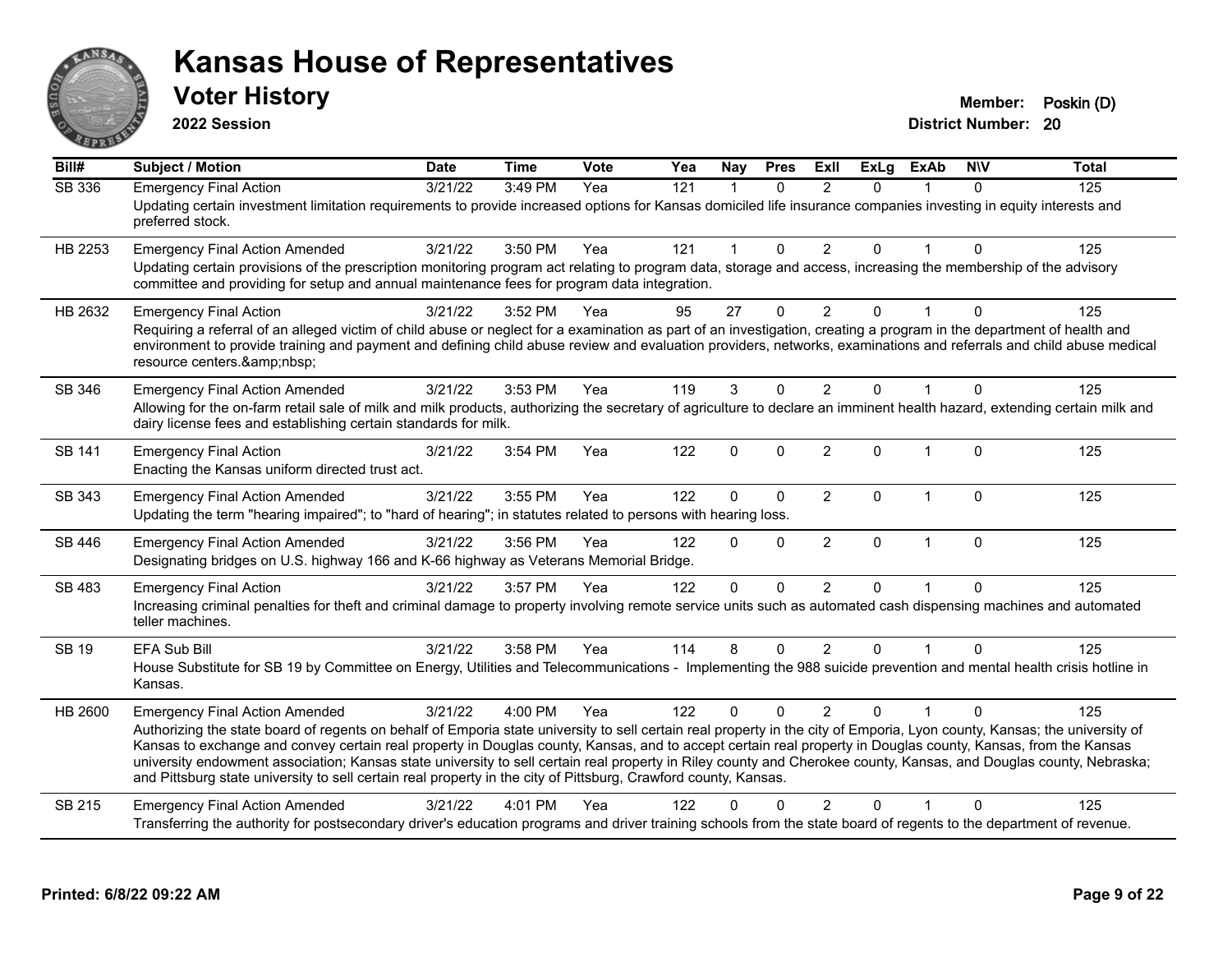# Kansas House of Representatives

## Voter History

**2022 Session**

**Member:** Poskin (D)
**District Number:** 20

| Bill# | Subject / Motion | Date | Time | Vote | Yea | Nay | Pres | ExII | ExLg | ExAb | N\V | Total |
|---|---|---|---|---|---|---|---|---|---|---|---|---|
| SB 336 | Emergency Final Action | 3/21/22 | 3:49 PM | Yea | 121 | 1 | 0 | 2 | 0 | 1 | 0 | 125 |
| | Updating certain investment limitation requirements to provide increased options for Kansas domiciled life insurance companies investing in equity interests and preferred stock. | | | | | | | | | | | |
| HB 2253 | Emergency Final Action Amended | 3/21/22 | 3:50 PM | Yea | 121 | 1 | 0 | 2 | 0 | 1 | 0 | 125 |
| | Updating certain provisions of the prescription monitoring program act relating to program data, storage and access, increasing the membership of the advisory committee and providing for setup and annual maintenance fees for program data integration. | | | | | | | | | | | |
| HB 2632 | Emergency Final Action | 3/21/22 | 3:52 PM | Yea | 95 | 27 | 0 | 2 | 0 | 1 | 0 | 125 |
| | Requiring a referral of an alleged victim of child abuse or neglect for a examination as part of an investigation, creating a program in the department of health and environment to provide training and payment and defining child abuse review and evaluation providers, networks, examinations and referrals and child abuse medical resource centers.&amp;nbsp; | | | | | | | | | | | |
| SB 346 | Emergency Final Action Amended | 3/21/22 | 3:53 PM | Yea | 119 | 3 | 0 | 2 | 0 | 1 | 0 | 125 |
| | Allowing for the on-farm retail sale of milk and milk products, authorizing the secretary of agriculture to declare an imminent health hazard, extending certain milk and dairy license fees and establishing certain standards for milk. | | | | | | | | | | | |
| SB 141 | Emergency Final Action | 3/21/22 | 3:54 PM | Yea | 122 | 0 | 0 | 2 | 0 | 1 | 0 | 125 |
| | Enacting the Kansas uniform directed trust act. | | | | | | | | | | | |
| SB 343 | Emergency Final Action Amended | 3/21/22 | 3:55 PM | Yea | 122 | 0 | 0 | 2 | 0 | 1 | 0 | 125 |
| | Updating the term "hearing impaired"; to "hard of hearing"; in statutes related to persons with hearing loss. | | | | | | | | | | | |
| SB 446 | Emergency Final Action Amended | 3/21/22 | 3:56 PM | Yea | 122 | 0 | 0 | 2 | 0 | 1 | 0 | 125 |
| | Designating bridges on U.S. highway 166 and K-66 highway as Veterans Memorial Bridge. | | | | | | | | | | | |
| SB 483 | Emergency Final Action | 3/21/22 | 3:57 PM | Yea | 122 | 0 | 0 | 2 | 0 | 1 | 0 | 125 |
| | Increasing criminal penalties for theft and criminal damage to property involving remote service units such as automated cash dispensing machines and automated teller machines. | | | | | | | | | | | |
| SB 19 | EFA Sub Bill | 3/21/22 | 3:58 PM | Yea | 114 | 8 | 0 | 2 | 0 | 1 | 0 | 125 |
| | House Substitute for SB 19 by Committee on Energy, Utilities and Telecommunications - Implementing the 988 suicide prevention and mental health crisis hotline in Kansas. | | | | | | | | | | | |
| HB 2600 | Emergency Final Action Amended | 3/21/22 | 4:00 PM | Yea | 122 | 0 | 0 | 2 | 0 | 1 | 0 | 125 |
| | Authorizing the state board of regents on behalf of Emporia state university to sell certain real property in the city of Emporia, Lyon county, Kansas; the university of Kansas to exchange and convey certain real property in Douglas county, Kansas, and to accept certain real property in Douglas county, Kansas, from the Kansas university endowment association; Kansas state university to sell certain real property in Riley county and Cherokee county, Kansas, and Douglas county, Nebraska; and Pittsburg state university to sell certain real property in the city of Pittsburg, Crawford county, Kansas. | | | | | | | | | | | |
| SB 215 | Emergency Final Action Amended | 3/21/22 | 4:01 PM | Yea | 122 | 0 | 0 | 2 | 0 | 1 | 0 | 125 |
| | Transferring the authority for postsecondary driver's education programs and driver training schools from the state board of regents to the department of revenue. | | | | | | | | | | | |

**Printed: 6/8/22 09:22 AM**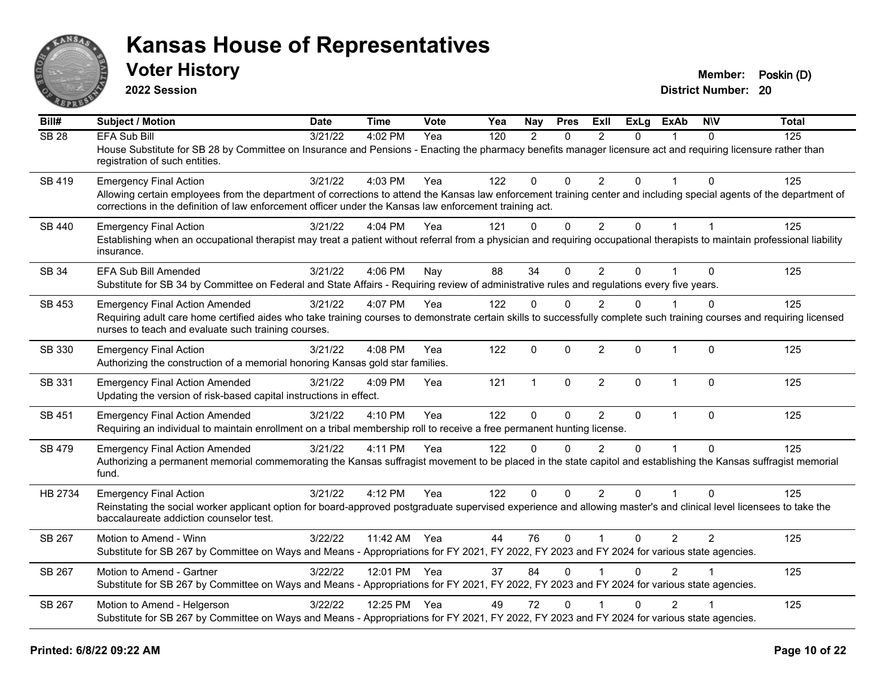# Kansas House of Representatives

## Voter History

**2022 Session**

**Member:** Poskin (D)
**District Number:** 20

| Bill# | Subject / Motion | Date | Time | Vote | Yea | Nay | Pres | ExII | ExLg | ExAb | N\V | Total |
|---|---|---|---|---|---|---|---|---|---|---|---|---|
| SB 28 | EFA Sub Bill | 3/21/22 | 4:02 PM | Yea | 120 | 2 | 0 | 2 | 0 | 1 | 0 | 125 |
| | House Substitute for SB 28 by Committee on Insurance and Pensions - Enacting the pharmacy benefits manager licensure act and requiring licensure rather than registration of such entities. | | | | | | | | | | | |
| SB 419 | Emergency Final Action | 3/21/22 | 4:03 PM | Yea | 122 | 0 | 0 | 2 | 0 | 1 | 0 | 125 |
| | Allowing certain employees from the department of corrections to attend the Kansas law enforcement training center and including special agents of the department of corrections in the definition of law enforcement officer under the Kansas law enforcement training act. | | | | | | | | | | | |
| SB 440 | Emergency Final Action | 3/21/22 | 4:04 PM | Yea | 121 | 0 | 0 | 2 | 0 | 1 | 1 | 125 |
| | Establishing when an occupational therapist may treat a patient without referral from a physician and requiring occupational therapists to maintain professional liability insurance. | | | | | | | | | | | |
| SB 34 | EFA Sub Bill Amended | 3/21/22 | 4:06 PM | Nay | 88 | 34 | 0 | 2 | 0 | 1 | 0 | 125 |
| | Substitute for SB 34 by Committee on Federal and State Affairs - Requiring review of administrative rules and regulations every five years. | | | | | | | | | | | |
| SB 453 | Emergency Final Action Amended | 3/21/22 | 4:07 PM | Yea | 122 | 0 | 0 | 2 | 0 | 1 | 0 | 125 |
| | Requiring adult care home certified aides who take training courses to demonstrate certain skills to successfully complete such training courses and requiring licensed nurses to teach and evaluate such training courses. | | | | | | | | | | | |
| SB 330 | Emergency Final Action | 3/21/22 | 4:08 PM | Yea | 122 | 0 | 0 | 2 | 0 | 1 | 0 | 125 |
| | Authorizing the construction of a memorial honoring Kansas gold star families. | | | | | | | | | | | |
| SB 331 | Emergency Final Action Amended | 3/21/22 | 4:09 PM | Yea | 121 | 1 | 0 | 2 | 0 | 1 | 0 | 125 |
| | Updating the version of risk-based capital instructions in effect. | | | | | | | | | | | |
| SB 451 | Emergency Final Action Amended | 3/21/22 | 4:10 PM | Yea | 122 | 0 | 0 | 2 | 0 | 1 | 0 | 125 |
| | Requiring an individual to maintain enrollment on a tribal membership roll to receive a free permanent hunting license. | | | | | | | | | | | |
| SB 479 | Emergency Final Action Amended | 3/21/22 | 4:11 PM | Yea | 122 | 0 | 0 | 2 | 0 | 1 | 0 | 125 |
| | Authorizing a permanent memorial commemorating the Kansas suffragist movement to be placed in the state capitol and establishing the Kansas suffragist memorial fund. | | | | | | | | | | | |
| HB 2734 | Emergency Final Action | 3/21/22 | 4:12 PM | Yea | 122 | 0 | 0 | 2 | 0 | 1 | 0 | 125 |
| | Reinstating the social worker applicant option for board-approved postgraduate supervised experience and allowing master's and clinical level licensees to take the baccalaureate addiction counselor test. | | | | | | | | | | | |
| SB 267 | Motion to Amend - Winn | 3/22/22 | 11:42 AM | Yea | 44 | 76 | 0 | 1 | 0 | 2 | 2 | 125 |
| | Substitute for SB 267 by Committee on Ways and Means - Appropriations for FY 2021, FY 2022, FY 2023 and FY 2024 for various state agencies. | | | | | | | | | | | |
| SB 267 | Motion to Amend - Gartner | 3/22/22 | 12:01 PM | Yea | 37 | 84 | 0 | 1 | 0 | 2 | 1 | 125 |
| | Substitute for SB 267 by Committee on Ways and Means - Appropriations for FY 2021, FY 2022, FY 2023 and FY 2024 for various state agencies. | | | | | | | | | | | |
| SB 267 | Motion to Amend - Helgerson | 3/22/22 | 12:25 PM | Yea | 49 | 72 | 0 | 1 | 0 | 2 | 1 | 125 |
| | Substitute for SB 267 by Committee on Ways and Means - Appropriations for FY 2021, FY 2022, FY 2023 and FY 2024 for various state agencies. | | | | | | | | | | | |

Printed: 6/8/22 09:22 AM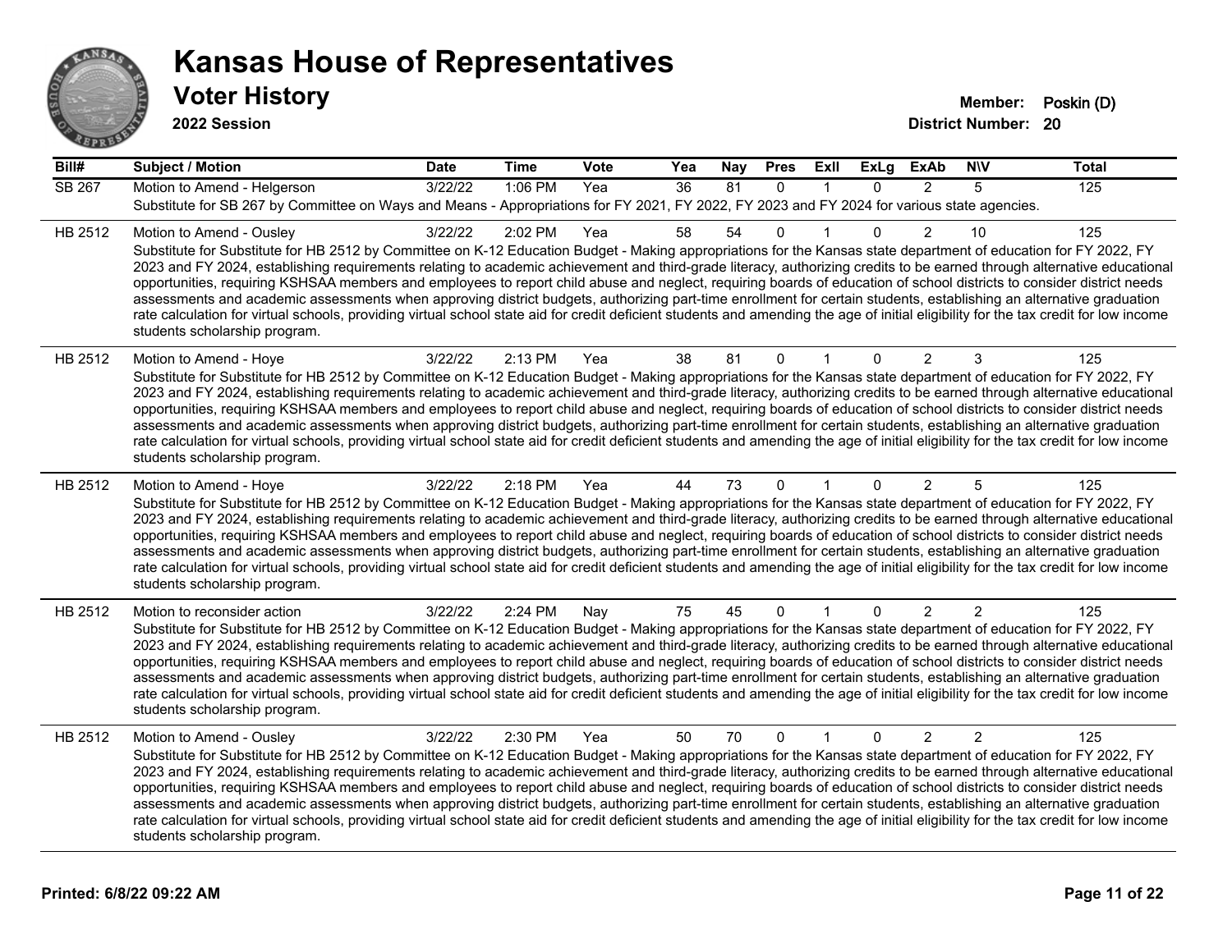# Kansas House of Representatives

## Voter History

**2022 Session**

**Member:** Poskin (D)
**District Number:** 20

| Bill# | Subject / Motion | Date | Time | Vote | Yea | Nay | Pres | ExII | ExLg | ExAb | N\V | Total |
|---|---|---|---|---|---|---|---|---|---|---|---|---|
| SB 267 | Motion to Amend - Helgerson | 3/22/22 | 1:06 PM | Yea | 36 | 81 | 0 | 1 | 0 | 2 | 5 | 125 |
| | Substitute for SB 267 by Committee on Ways and Means - Appropriations for FY 2021, FY 2022, FY 2023 and FY 2024 for various state agencies. | | | | | | | | | | | |
| HB 2512 | Motion to Amend - Ousley | 3/22/22 | 2:02 PM | Yea | 58 | 54 | 0 | 1 | 0 | 2 | 10 | 125 |
| | Substitute for Substitute for HB 2512 by Committee on K-12 Education Budget - Making appropriations for the Kansas state department of education for FY 2022, FY 2023 and FY 2024, establishing requirements relating to academic achievement and third-grade literacy, authorizing credits to be earned through alternative educational opportunities, requiring KSHSAA members and employees to report child abuse and neglect, requiring boards of education of school districts to consider district needs assessments and academic assessments when approving district budgets, authorizing part-time enrollment for certain students, establishing an alternative graduation rate calculation for virtual schools, providing virtual school state aid for credit deficient students and amending the age of initial eligibility for the tax credit for low income students scholarship program. | | | | | | | | | | | |
| HB 2512 | Motion to Amend - Hoye | 3/22/22 | 2:13 PM | Yea | 38 | 81 | 0 | 1 | 0 | 2 | 3 | 125 |
| | Substitute for Substitute for HB 2512 by Committee on K-12 Education Budget - Making appropriations for the Kansas state department of education for FY 2022, FY 2023 and FY 2024, establishing requirements relating to academic achievement and third-grade literacy, authorizing credits to be earned through alternative educational opportunities, requiring KSHSAA members and employees to report child abuse and neglect, requiring boards of education of school districts to consider district needs assessments and academic assessments when approving district budgets, authorizing part-time enrollment for certain students, establishing an alternative graduation rate calculation for virtual schools, providing virtual school state aid for credit deficient students and amending the age of initial eligibility for the tax credit for low income students scholarship program. | | | | | | | | | | | |
| HB 2512 | Motion to Amend - Hoye | 3/22/22 | 2:18 PM | Yea | 44 | 73 | 0 | 1 | 0 | 2 | 5 | 125 |
| | Substitute for Substitute for HB 2512 by Committee on K-12 Education Budget - Making appropriations for the Kansas state department of education for FY 2022, FY 2023 and FY 2024, establishing requirements relating to academic achievement and third-grade literacy, authorizing credits to be earned through alternative educational opportunities, requiring KSHSAA members and employees to report child abuse and neglect, requiring boards of education of school districts to consider district needs assessments and academic assessments when approving district budgets, authorizing part-time enrollment for certain students, establishing an alternative graduation rate calculation for virtual schools, providing virtual school state aid for credit deficient students and amending the age of initial eligibility for the tax credit for low income students scholarship program. | | | | | | | | | | | |
| HB 2512 | Motion to reconsider action | 3/22/22 | 2:24 PM | Nay | 75 | 45 | 0 | 1 | 0 | 2 | 2 | 125 |
| | Substitute for Substitute for HB 2512 by Committee on K-12 Education Budget - Making appropriations for the Kansas state department of education for FY 2022, FY 2023 and FY 2024, establishing requirements relating to academic achievement and third-grade literacy, authorizing credits to be earned through alternative educational opportunities, requiring KSHSAA members and employees to report child abuse and neglect, requiring boards of education of school districts to consider district needs assessments and academic assessments when approving district budgets, authorizing part-time enrollment for certain students, establishing an alternative graduation rate calculation for virtual schools, providing virtual school state aid for credit deficient students and amending the age of initial eligibility for the tax credit for low income students scholarship program. | | | | | | | | | | | |
| HB 2512 | Motion to Amend - Ousley | 3/22/22 | 2:30 PM | Yea | 50 | 70 | 0 | 1 | 0 | 2 | 2 | 125 |
| | Substitute for Substitute for HB 2512 by Committee on K-12 Education Budget - Making appropriations for the Kansas state department of education for FY 2022, FY 2023 and FY 2024, establishing requirements relating to academic achievement and third-grade literacy, authorizing credits to be earned through alternative educational opportunities, requiring KSHSAA members and employees to report child abuse and neglect, requiring boards of education of school districts to consider district needs assessments and academic assessments when approving district budgets, authorizing part-time enrollment for certain students, establishing an alternative graduation rate calculation for virtual schools, providing virtual school state aid for credit deficient students and amending the age of initial eligibility for the tax credit for low income students scholarship program. | | | | | | | | | | | |

**Printed: 6/8/22 09:22 AM**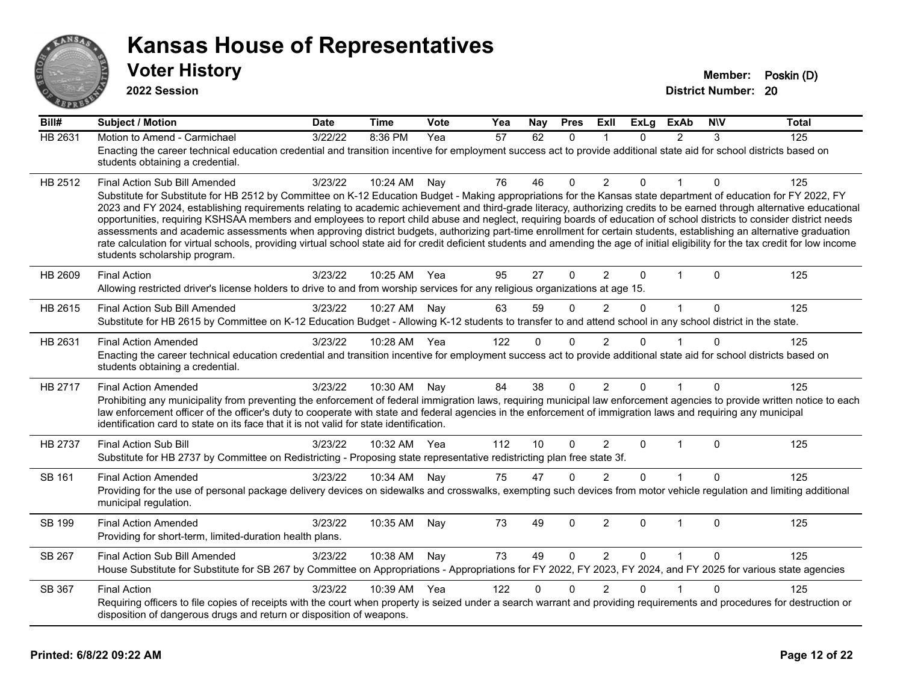# Kansas House of Representatives

## Voter History

**2022 Session**

**Member:** Poskin (D)
**District Number:** 20

| Bill# | Subject / Motion | Date | Time | Vote | Yea | Nay | Pres | ExII | ExLg | ExAb | N\V | Total |
|---|---|---|---|---|---|---|---|---|---|---|---|---|
| HB 2631 | Motion to Amend - Carmichael | 3/22/22 | 8:36 PM | Yea | 57 | 62 | 0 | 1 | 0 | 2 | 3 | 125 |
| | Enacting the career technical education credential and transition incentive for employment success act to provide additional state aid for school districts based on students obtaining a credential. | | | | | | | | | | | |
| HB 2512 | Final Action Sub Bill Amended | 3/23/22 | 10:24 AM | Nay | 76 | 46 | 0 | 2 | 0 | 1 | 0 | 125 |
| | Substitute for Substitute for HB 2512 by Committee on K-12 Education Budget - Making appropriations for the Kansas state department of education for FY 2022, FY 2023 and FY 2024, establishing requirements relating to academic achievement and third-grade literacy, authorizing credits to be earned through alternative educational opportunities, requiring KSHSAA members and employees to report child abuse and neglect, requiring boards of education of school districts to consider district needs assessments and academic assessments when approving district budgets, authorizing part-time enrollment for certain students, establishing an alternative graduation rate calculation for virtual schools, providing virtual school state aid for credit deficient students and amending the age of initial eligibility for the tax credit for low income students scholarship program. | | | | | | | | | | | |
| HB 2609 | Final Action | 3/23/22 | 10:25 AM | Yea | 95 | 27 | 0 | 2 | 0 | 1 | 0 | 125 |
| | Allowing restricted driver's license holders to drive to and from worship services for any religious organizations at age 15. | | | | | | | | | | | |
| HB 2615 | Final Action Sub Bill Amended | 3/23/22 | 10:27 AM | Nay | 63 | 59 | 0 | 2 | 0 | 1 | 0 | 125 |
| | Substitute for HB 2615 by Committee on K-12 Education Budget - Allowing K-12 students to transfer to and attend school in any school district in the state. | | | | | | | | | | | |
| HB 2631 | Final Action Amended | 3/23/22 | 10:28 AM | Yea | 122 | 0 | 0 | 2 | 0 | 1 | 0 | 125 |
| | Enacting the career technical education credential and transition incentive for employment success act to provide additional state aid for school districts based on students obtaining a credential. | | | | | | | | | | | |
| HB 2717 | Final Action Amended | 3/23/22 | 10:30 AM | Nay | 84 | 38 | 0 | 2 | 0 | 1 | 0 | 125 |
| | Prohibiting any municipality from preventing the enforcement of federal immigration laws, requiring municipal law enforcement agencies to provide written notice to each law enforcement officer of the officer's duty to cooperate with state and federal agencies in the enforcement of immigration laws and requiring any municipal identification card to state on its face that it is not valid for state identification. | | | | | | | | | | | |
| HB 2737 | Final Action Sub Bill | 3/23/22 | 10:32 AM | Yea | 112 | 10 | 0 | 2 | 0 | 1 | 0 | 125 |
| | Substitute for HB 2737 by Committee on Redistricting - Proposing state representative redistricting plan free state 3f. | | | | | | | | | | | |
| SB 161 | Final Action Amended | 3/23/22 | 10:34 AM | Nay | 75 | 47 | 0 | 2 | 0 | 1 | 0 | 125 |
| | Providing for the use of personal package delivery devices on sidewalks and crosswalks, exempting such devices from motor vehicle regulation and limiting additional municipal regulation. | | | | | | | | | | | |
| SB 199 | Final Action Amended | 3/23/22 | 10:35 AM | Nay | 73 | 49 | 0 | 2 | 0 | 1 | 0 | 125 |
| | Providing for short-term, limited-duration health plans. | | | | | | | | | | | |
| SB 267 | Final Action Sub Bill Amended | 3/23/22 | 10:38 AM | Nay | 73 | 49 | 0 | 2 | 0 | 1 | 0 | 125 |
| | House Substitute for Substitute for SB 267 by Committee on Appropriations - Appropriations for FY 2022, FY 2023, FY 2024, and FY 2025 for various state agencies | | | | | | | | | | | |
| SB 367 | Final Action | 3/23/22 | 10:39 AM | Yea | 122 | 0 | 0 | 2 | 0 | 1 | 0 | 125 |
| | Requiring officers to file copies of receipts with the court when property is seized under a search warrant and providing requirements and procedures for destruction or disposition of dangerous drugs and return or disposition of weapons. | | | | | | | | | | | |

**Printed: 6/8/22 09:22 AM**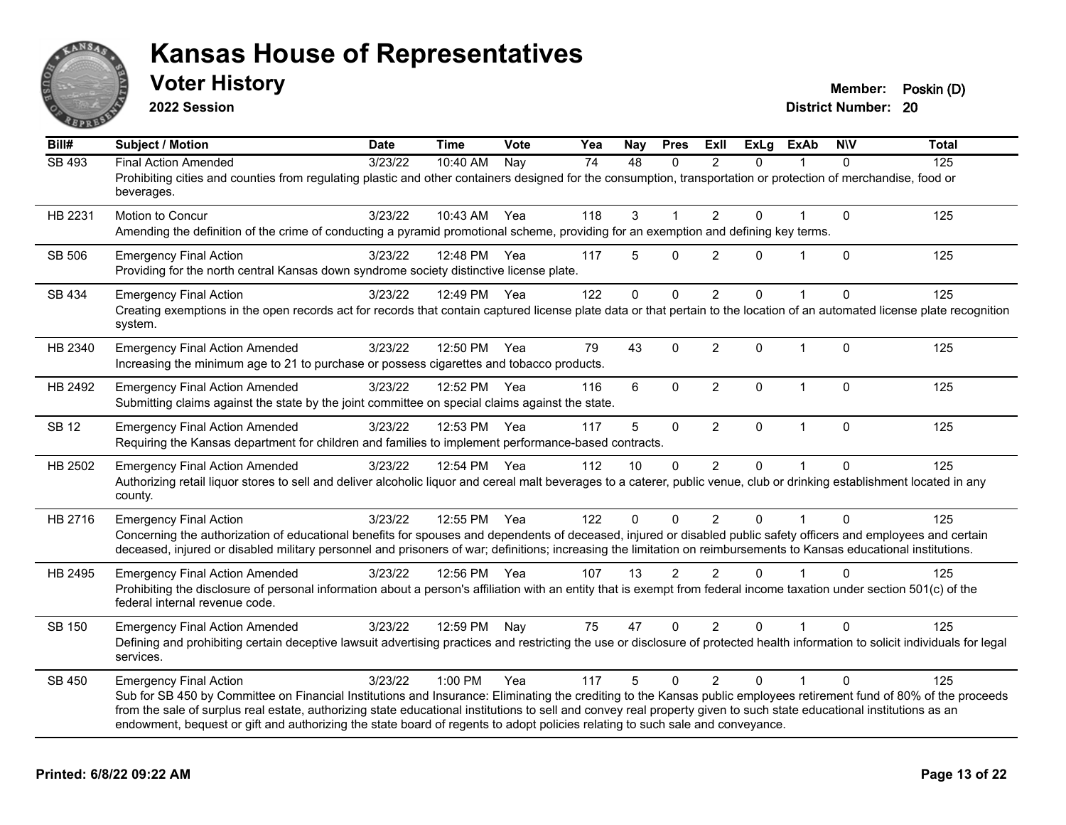# Kansas House of Representatives

## Voter History

**2022 Session**

**Member:** Poskin (D)
**District Number:** 20

| Bill# | Subject / Motion | Date | Time | Vote | Yea | Nay | Pres | ExII | ExLg | ExAb | N\V | Total |
|---|---|---|---|---|---|---|---|---|---|---|---|---|
| SB 493 | Final Action Amended | 3/23/22 | 10:40 AM | Nay | 74 | 48 | 0 | 2 | 0 | 1 | 0 | 125 |
| | Prohibiting cities and counties from regulating plastic and other containers designed for the consumption, transportation or protection of merchandise, food or beverages. | | | | | | | | | | | |
| HB 2231 | Motion to Concur | 3/23/22 | 10:43 AM | Yea | 118 | 3 | 1 | 2 | 0 | 1 | 0 | 125 |
| | Amending the definition of the crime of conducting a pyramid promotional scheme, providing for an exemption and defining key terms. | | | | | | | | | | | |
| SB 506 | Emergency Final Action | 3/23/22 | 12:48 PM | Yea | 117 | 5 | 0 | 2 | 0 | 1 | 0 | 125 |
| | Providing for the north central Kansas down syndrome society distinctive license plate. | | | | | | | | | | | |
| SB 434 | Emergency Final Action | 3/23/22 | 12:49 PM | Yea | 122 | 0 | 0 | 2 | 0 | 1 | 0 | 125 |
| | Creating exemptions in the open records act for records that contain captured license plate data or that pertain to the location of an automated license plate recognition system. | | | | | | | | | | | |
| HB 2340 | Emergency Final Action Amended | 3/23/22 | 12:50 PM | Yea | 79 | 43 | 0 | 2 | 0 | 1 | 0 | 125 |
| | Increasing the minimum age to 21 to purchase or possess cigarettes and tobacco products. | | | | | | | | | | | |
| HB 2492 | Emergency Final Action Amended | 3/23/22 | 12:52 PM | Yea | 116 | 6 | 0 | 2 | 0 | 1 | 0 | 125 |
| | Submitting claims against the state by the joint committee on special claims against the state. | | | | | | | | | | | |
| SB 12 | Emergency Final Action Amended | 3/23/22 | 12:53 PM | Yea | 117 | 5 | 0 | 2 | 0 | 1 | 0 | 125 |
| | Requiring the Kansas department for children and families to implement performance-based contracts. | | | | | | | | | | | |
| HB 2502 | Emergency Final Action Amended | 3/23/22 | 12:54 PM | Yea | 112 | 10 | 0 | 2 | 0 | 1 | 0 | 125 |
| | Authorizing retail liquor stores to sell and deliver alcoholic liquor and cereal malt beverages to a caterer, public venue, club or drinking establishment located in any county. | | | | | | | | | | | |
| HB 2716 | Emergency Final Action | 3/23/22 | 12:55 PM | Yea | 122 | 0 | 0 | 2 | 0 | 1 | 0 | 125 |
| | Concerning the authorization of educational benefits for spouses and dependents of deceased, injured or disabled public safety officers and employees and certain deceased, injured or disabled military personnel and prisoners of war; definitions; increasing the limitation on reimbursements to Kansas educational institutions. | | | | | | | | | | | |
| HB 2495 | Emergency Final Action Amended | 3/23/22 | 12:56 PM | Yea | 107 | 13 | 2 | 2 | 0 | 1 | 0 | 125 |
| | Prohibiting the disclosure of personal information about a person's affiliation with an entity that is exempt from federal income taxation under section 501(c) of the federal internal revenue code. | | | | | | | | | | | |
| SB 150 | Emergency Final Action Amended | 3/23/22 | 12:59 PM | Nay | 75 | 47 | 0 | 2 | 0 | 1 | 0 | 125 |
| | Defining and prohibiting certain deceptive lawsuit advertising practices and restricting the use or disclosure of protected health information to solicit individuals for legal services. | | | | | | | | | | | |
| SB 450 | Emergency Final Action | 3/23/22 | 1:00 PM | Yea | 117 | 5 | 0 | 2 | 0 | 1 | 0 | 125 |
| | Sub for SB 450 by Committee on Financial Institutions and Insurance: Eliminating the crediting to the Kansas public employees retirement fund of 80% of the proceeds from the sale of surplus real estate, authorizing state educational institutions to sell and convey real property given to such state educational institutions as an endowment, bequest or gift and authorizing the state board of regents to adopt policies relating to such sale and conveyance. | | | | | | | | | | | |

**Printed: 6/8/22 09:22 AM**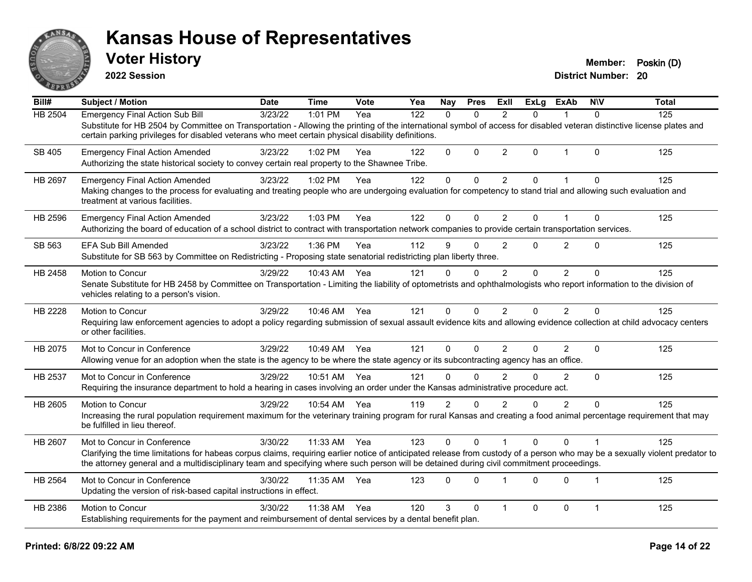# Kansas House of Representatives

## Voter History

**2022 Session**

**Member:** Poskin (D)
**District Number:** 20

| Bill# | Subject / Motion | Date | Time | Vote | Yea | Nay | Pres | ExII | ExLg | ExAb | N\V | Total |
|---|---|---|---|---|---|---|---|---|---|---|---|---|
| HB 2504 | Emergency Final Action Sub Bill | 3/23/22 | 1:01 PM | Yea | 122 | 0 | 0 | 2 | 0 | 1 | 0 | 125 |
| | Substitute for HB 2504 by Committee on Transportation - Allowing the printing of the international symbol of access for disabled veteran distinctive license plates and certain parking privileges for disabled veterans who meet certain physical disability definitions. | | | | | | | | | | | |
| SB 405 | Emergency Final Action Amended | 3/23/22 | 1:02 PM | Yea | 122 | 0 | 0 | 2 | 0 | 1 | 0 | 125 |
| | Authorizing the state historical society to convey certain real property to the Shawnee Tribe. | | | | | | | | | | | |
| HB 2697 | Emergency Final Action Amended | 3/23/22 | 1:02 PM | Yea | 122 | 0 | 0 | 2 | 0 | 1 | 0 | 125 |
| | Making changes to the process for evaluating and treating people who are undergoing evaluation for competency to stand trial and allowing such evaluation and treatment at various facilities. | | | | | | | | | | | |
| HB 2596 | Emergency Final Action Amended | 3/23/22 | 1:03 PM | Yea | 122 | 0 | 0 | 2 | 0 | 1 | 0 | 125 |
| | Authorizing the board of education of a school district to contract with transportation network companies to provide certain transportation services. | | | | | | | | | | | |
| SB 563 | EFA Sub Bill Amended | 3/23/22 | 1:36 PM | Yea | 112 | 9 | 0 | 2 | 0 | 2 | 0 | 125 |
| | Substitute for SB 563 by Committee on Redistricting - Proposing state senatorial redistricting plan liberty three. | | | | | | | | | | | |
| HB 2458 | Motion to Concur | 3/29/22 | 10:43 AM | Yea | 121 | 0 | 0 | 2 | 0 | 2 | 0 | 125 |
| | Senate Substitute for HB 2458 by Committee on Transportation - Limiting the liability of optometrists and ophthalmologists who report information to the division of vehicles relating to a person's vision. | | | | | | | | | | | |
| HB 2228 | Motion to Concur | 3/29/22 | 10:46 AM | Yea | 121 | 0 | 0 | 2 | 0 | 2 | 0 | 125 |
| | Requiring law enforcement agencies to adopt a policy regarding submission of sexual assault evidence kits and allowing evidence collection at child advocacy centers or other facilities. | | | | | | | | | | | |
| HB 2075 | Mot to Concur in Conference | 3/29/22 | 10:49 AM | Yea | 121 | 0 | 0 | 2 | 0 | 2 | 0 | 125 |
| | Allowing venue for an adoption when the state is the agency to be where the state agency or its subcontracting agency has an office. | | | | | | | | | | | |
| HB 2537 | Mot to Concur in Conference | 3/29/22 | 10:51 AM | Yea | 121 | 0 | 0 | 2 | 0 | 2 | 0 | 125 |
| | Requiring the insurance department to hold a hearing in cases involving an order under the Kansas administrative procedure act. | | | | | | | | | | | |
| HB 2605 | Motion to Concur | 3/29/22 | 10:54 AM | Yea | 119 | 2 | 0 | 2 | 0 | 2 | 0 | 125 |
| | Increasing the rural population requirement maximum for the veterinary training program for rural Kansas and creating a food animal percentage requirement that may be fulfilled in lieu thereof. | | | | | | | | | | | |
| HB 2607 | Mot to Concur in Conference | 3/30/22 | 11:33 AM | Yea | 123 | 0 | 0 | 1 | 0 | 0 | 1 | 125 |
| | Clarifying the time limitations for habeas corpus claims, requiring earlier notice of anticipated release from custody of a person who may be a sexually violent predator to the attorney general and a multidisciplinary team and specifying where such person will be detained during civil commitment proceedings. | | | | | | | | | | | |
| HB 2564 | Mot to Concur in Conference | 3/30/22 | 11:35 AM | Yea | 123 | 0 | 0 | 1 | 0 | 0 | 1 | 125 |
| | Updating the version of risk-based capital instructions in effect. | | | | | | | | | | | |
| HB 2386 | Motion to Concur | 3/30/22 | 11:38 AM | Yea | 120 | 3 | 0 | 1 | 0 | 0 | 1 | 125 |
| | Establishing requirements for the payment and reimbursement of dental services by a dental benefit plan. | | | | | | | | | | | |

Printed: 6/8/22 09:22 AM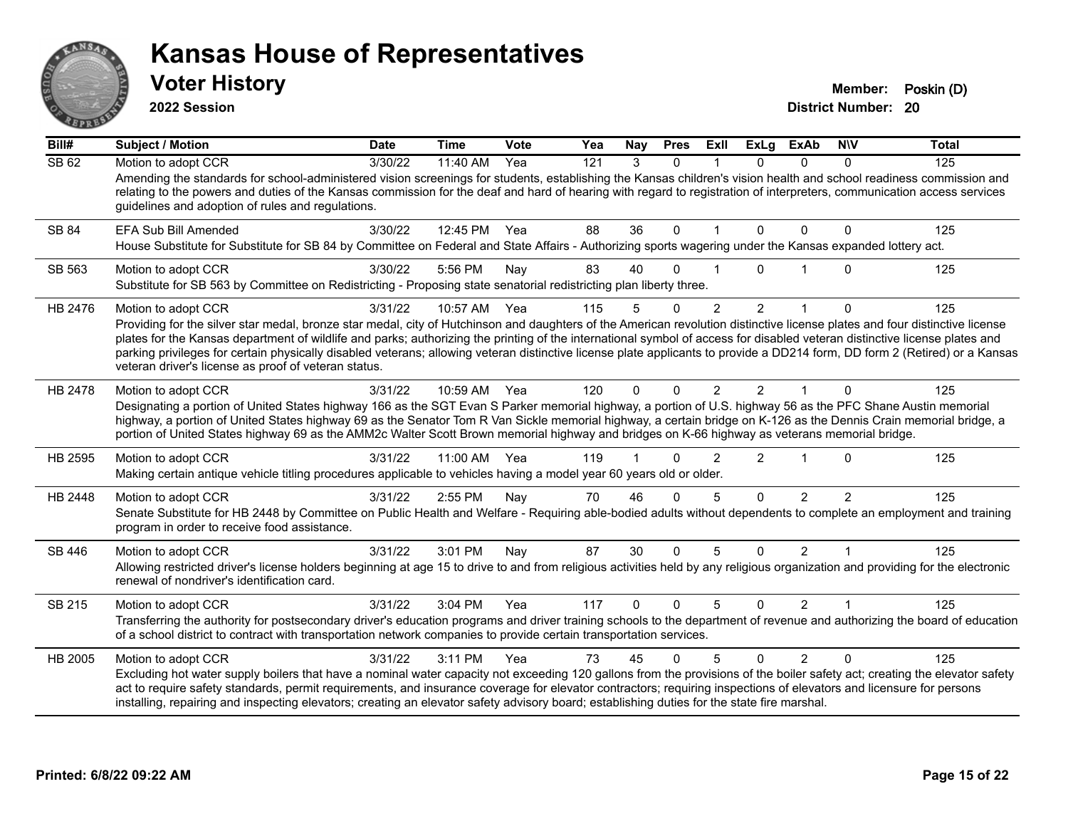# Kansas House of Representatives

## Voter History

**2022 Session**

**Member:** Poskin (D)

**District Number:** 20

| Bill# | Subject / Motion | Date | Time | Vote | Yea | Nay | Pres | ExII | ExLg | ExAb | N\V | Total |
|---|---|---|---|---|---|---|---|---|---|---|---|---|
| SB 62 | Motion to adopt CCR | 3/30/22 | 11:40 AM | Yea | 121 | 3 | 0 | 1 | 0 | 0 | 0 | 125 |
| | Amending the standards for school-administered vision screenings for students, establishing the Kansas children's vision health and school readiness commission and relating to the powers and duties of the Kansas commission for the deaf and hard of hearing with regard to registration of interpreters, communication access services guidelines and adoption of rules and regulations. | | | | | | | | | | | |
| SB 84 | EFA Sub Bill Amended | 3/30/22 | 12:45 PM | Yea | 88 | 36 | 0 | 1 | 0 | 0 | 0 | 125 |
| | House Substitute for Substitute for SB 84 by Committee on Federal and State Affairs - Authorizing sports wagering under the Kansas expanded lottery act. | | | | | | | | | | | |
| SB 563 | Motion to adopt CCR | 3/30/22 | 5:56 PM | Nay | 83 | 40 | 0 | 1 | 0 | 1 | 0 | 125 |
| | Substitute for SB 563 by Committee on Redistricting - Proposing state senatorial redistricting plan liberty three. | | | | | | | | | | | |
| HB 2476 | Motion to adopt CCR | 3/31/22 | 10:57 AM | Yea | 115 | 5 | 0 | 2 | 2 | 1 | 0 | 125 |
| | Providing for the silver star medal, bronze star medal, city of Hutchinson and daughters of the American revolution distinctive license plates and four distinctive license plates for the Kansas department of wildlife and parks; authorizing the printing of the international symbol of access for disabled veteran distinctive license plates and parking privileges for certain physically disabled veterans; allowing veteran distinctive license plate applicants to provide a DD214 form, DD form 2 (Retired) or a Kansas veteran driver's license as proof of veteran status. | | | | | | | | | | | |
| HB 2478 | Motion to adopt CCR | 3/31/22 | 10:59 AM | Yea | 120 | 0 | 0 | 2 | 2 | 1 | 0 | 125 |
| | Designating a portion of United States highway 166 as the SGT Evan S Parker memorial highway, a portion of U.S. highway 56 as the PFC Shane Austin memorial highway, a portion of United States highway 69 as the Senator Tom R Van Sickle memorial highway, a certain bridge on K-126 as the Dennis Crain memorial bridge, a portion of United States highway 69 as the AMM2c Walter Scott Brown memorial highway and bridges on K-66 highway as veterans memorial bridge. | | | | | | | | | | | |
| HB 2595 | Motion to adopt CCR | 3/31/22 | 11:00 AM | Yea | 119 | 1 | 0 | 2 | 2 | 1 | 0 | 125 |
| | Making certain antique vehicle titling procedures applicable to vehicles having a model year 60 years old or older. | | | | | | | | | | | |
| HB 2448 | Motion to adopt CCR | 3/31/22 | 2:55 PM | Nay | 70 | 46 | 0 | 5 | 0 | 2 | 2 | 125 |
| | Senate Substitute for HB 2448 by Committee on Public Health and Welfare - Requiring able-bodied adults without dependents to complete an employment and training program in order to receive food assistance. | | | | | | | | | | | |
| SB 446 | Motion to adopt CCR | 3/31/22 | 3:01 PM | Nay | 87 | 30 | 0 | 5 | 0 | 2 | 1 | 125 |
| | Allowing restricted driver's license holders beginning at age 15 to drive to and from religious activities held by any religious organization and providing for the electronic renewal of nondriver's identification card. | | | | | | | | | | | |
| SB 215 | Motion to adopt CCR | 3/31/22 | 3:04 PM | Yea | 117 | 0 | 0 | 5 | 0 | 2 | 1 | 125 |
| | Transferring the authority for postsecondary driver's education programs and driver training schools to the department of revenue and authorizing the board of education of a school district to contract with transportation network companies to provide certain transportation services. | | | | | | | | | | | |
| HB 2005 | Motion to adopt CCR | 3/31/22 | 3:11 PM | Yea | 73 | 45 | 0 | 5 | 0 | 2 | 0 | 125 |
| | Excluding hot water supply boilers that have a nominal water capacity not exceeding 120 gallons from the provisions of the boiler safety act; creating the elevator safety act to require safety standards, permit requirements, and insurance coverage for elevator contractors; requiring inspections of elevators and licensure for persons installing, repairing and inspecting elevators; creating an elevator safety advisory board; establishing duties for the state fire marshal. | | | | | | | | | | | |

**Printed: 6/8/22 09:22 AM**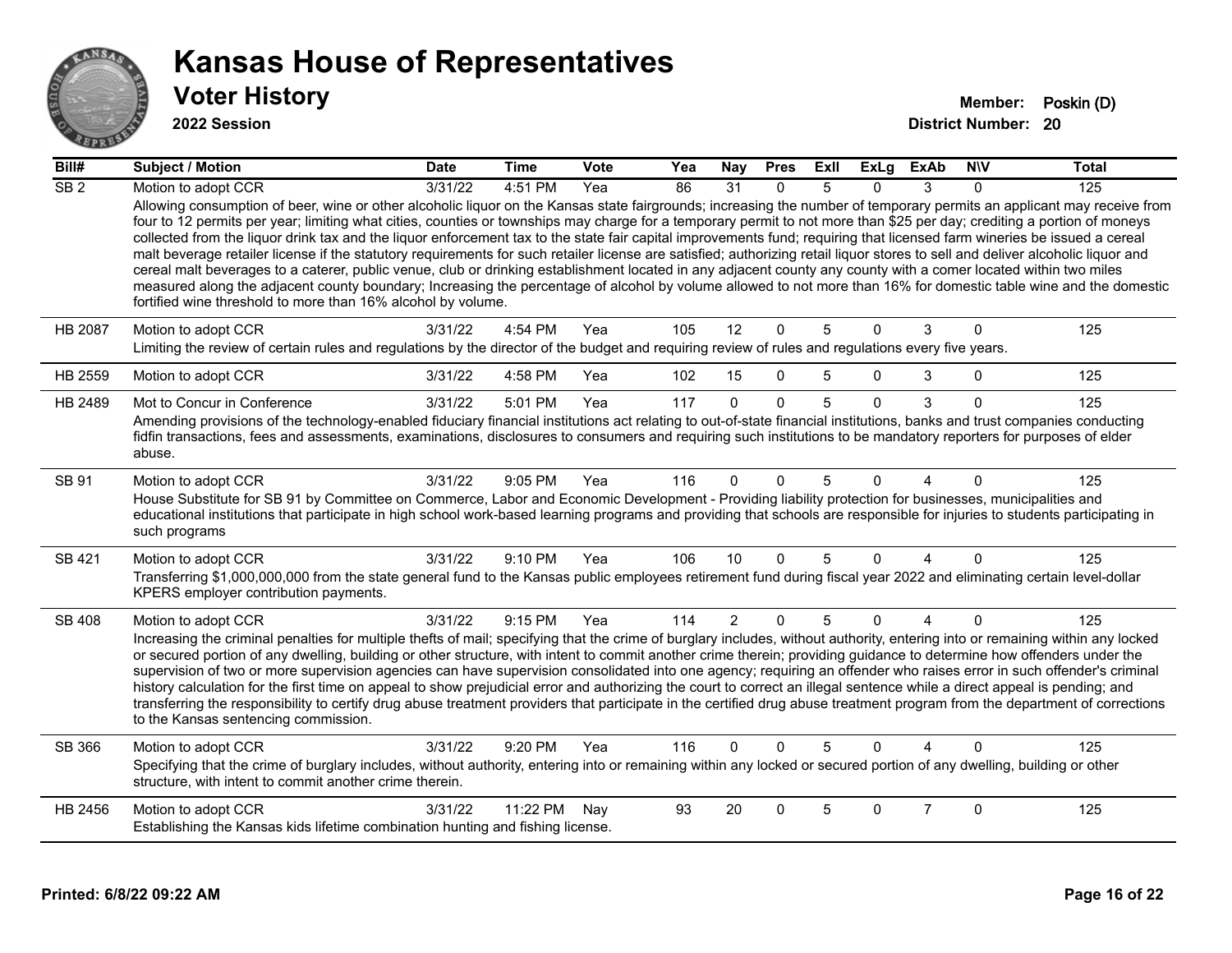# Kansas House of Representatives

## Voter History

**2022 Session**

**Member:** Poskin (D)
**District Number:** 20

| Bill# | Subject / Motion | Date | Time | Vote | Yea | Nay | Pres | ExII | ExLg | ExAb | N\V | Total |
|---|---|---|---|---|---|---|---|---|---|---|---|---|
| SB 2 | Motion to adopt CCR | 3/31/22 | 4:51 PM | Yea | 86 | 31 | 0 | 5 | 0 | 3 | 0 | 125 |
| | Allowing consumption of beer, wine or other alcoholic liquor on the Kansas state fairgrounds; increasing the number of temporary permits an applicant may receive from four to 12 permits per year; limiting what cities, counties or townships may charge for a temporary permit to not more than $25 per day; crediting a portion of moneys collected from the liquor drink tax and the liquor enforcement tax to the state fair capital improvements fund; requiring that licensed farm wineries be issued a cereal malt beverage retailer license if the statutory requirements for such retailer license are satisfied; authorizing retail liquor stores to sell and deliver alcoholic liquor and cereal malt beverages to a caterer, public venue, club or drinking establishment located in any adjacent county any county with a comer located within two miles measured along the adjacent county boundary; Increasing the percentage of alcohol by volume allowed to not more than 16% for domestic table wine and the domestic fortified wine threshold to more than 16% alcohol by volume. | | | | | | | | | | | |
| HB 2087 | Motion to adopt CCR | 3/31/22 | 4:54 PM | Yea | 105 | 12 | 0 | 5 | 0 | 3 | 0 | 125 |
| | Limiting the review of certain rules and regulations by the director of the budget and requiring review of rules and regulations every five years. | | | | | | | | | | | |
| HB 2559 | Motion to adopt CCR | 3/31/22 | 4:58 PM | Yea | 102 | 15 | 0 | 5 | 0 | 3 | 0 | 125 |
| HB 2489 | Mot to Concur in Conference | 3/31/22 | 5:01 PM | Yea | 117 | 0 | 0 | 5 | 0 | 3 | 0 | 125 |
| | Amending provisions of the technology-enabled fiduciary financial institutions act relating to out-of-state financial institutions, banks and trust companies conducting fidfin transactions, fees and assessments, examinations, disclosures to consumers and requiring such institutions to be mandatory reporters for purposes of elder abuse. | | | | | | | | | | | |
| SB 91 | Motion to adopt CCR | 3/31/22 | 9:05 PM | Yea | 116 | 0 | 0 | 5 | 0 | 4 | 0 | 125 |
| | House Substitute for SB 91 by Committee on Commerce, Labor and Economic Development - Providing liability protection for businesses, municipalities and educational institutions that participate in high school work-based learning programs and providing that schools are responsible for injuries to students participating in such programs | | | | | | | | | | | |
| SB 421 | Motion to adopt CCR | 3/31/22 | 9:10 PM | Yea | 106 | 10 | 0 | 5 | 0 | 4 | 0 | 125 |
| | Transferring $1,000,000,000 from the state general fund to the Kansas public employees retirement fund during fiscal year 2022 and eliminating certain level-dollar KPERS employer contribution payments. | | | | | | | | | | | |
| SB 408 | Motion to adopt CCR | 3/31/22 | 9:15 PM | Yea | 114 | 2 | 0 | 5 | 0 | 4 | 0 | 125 |
| | Increasing the criminal penalties for multiple thefts of mail; specifying that the crime of burglary includes, without authority, entering into or remaining within any locked or secured portion of any dwelling, building or other structure, with intent to commit another crime therein; providing guidance to determine how offenders under the supervision of two or more supervision agencies can have supervision consolidated into one agency; requiring an offender who raises error in such offender's criminal history calculation for the first time on appeal to show prejudicial error and authorizing the court to correct an illegal sentence while a direct appeal is pending; and transferring the responsibility to certify drug abuse treatment providers that participate in the certified drug abuse treatment program from the department of corrections to the Kansas sentencing commission. | | | | | | | | | | | |
| SB 366 | Motion to adopt CCR | 3/31/22 | 9:20 PM | Yea | 116 | 0 | 0 | 5 | 0 | 4 | 0 | 125 |
| | Specifying that the crime of burglary includes, without authority, entering into or remaining within any locked or secured portion of any dwelling, building or other structure, with intent to commit another crime therein. | | | | | | | | | | | |
| HB 2456 | Motion to adopt CCR | 3/31/22 | 11:22 PM | Nay | 93 | 20 | 0 | 5 | 0 | 7 | 0 | 125 |
| | Establishing the Kansas kids lifetime combination hunting and fishing license. | | | | | | | | | | | |

Printed: 6/8/22 09:22 AM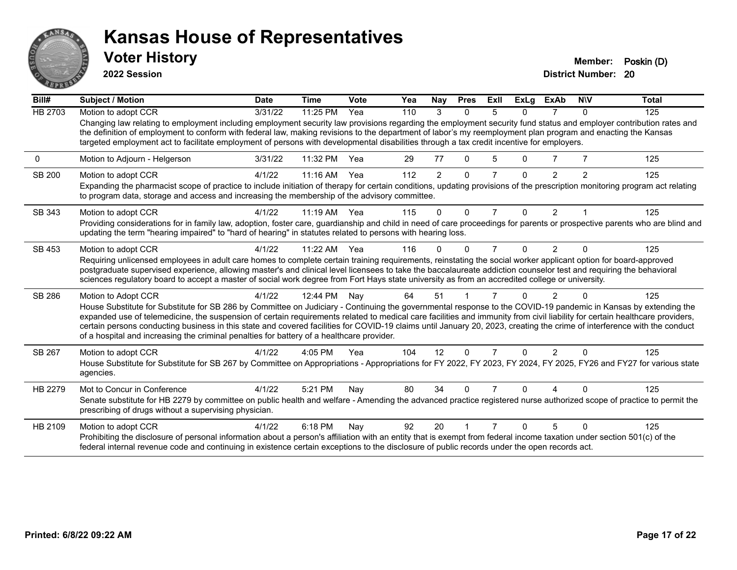# Kansas House of Representatives

## Voter History

**2022 Session**

**Member:** Poskin (D)
**District Number:** 20

| Bill# | Subject / Motion | Date | Time | Vote | Yea | Nay | Pres | ExII | ExLg | ExAb | N\V | Total |
|---|---|---|---|---|---|---|---|---|---|---|---|---|
| HB 2703 | Motion to adopt CCR | 3/31/22 | 11:25 PM | Yea | 110 | 3 | 0 | 5 | 0 | 7 | 0 | 125 |
| | Changing law relating to employment including employment security law provisions regarding the employment security fund status and employer contribution rates and the definition of employment to conform with federal law, making revisions to the department of labor's my reemployment plan program and enacting the Kansas targeted employment act to facilitate employment of persons with developmental disabilities through a tax credit incentive for employers. | | | | | | | | | | | |
| 0 | Motion to Adjourn - Helgerson | 3/31/22 | 11:32 PM | Yea | 29 | 77 | 0 | 5 | 0 | 7 | 7 | 125 |
| SB 200 | Motion to adopt CCR | 4/1/22 | 11:16 AM | Yea | 112 | 2 | 0 | 7 | 0 | 2 | 2 | 125 |
| | Expanding the pharmacist scope of practice to include initiation of therapy for certain conditions, updating provisions of the prescription monitoring program act relating to program data, storage and access and increasing the membership of the advisory committee. | | | | | | | | | | | |
| SB 343 | Motion to adopt CCR | 4/1/22 | 11:19 AM | Yea | 115 | 0 | 0 | 7 | 0 | 2 | 1 | 125 |
| | Providing considerations for in family law, adoption, foster care, guardianship and child in need of care proceedings for parents or prospective parents who are blind and updating the term "hearing impaired" to "hard of hearing" in statutes related to persons with hearing loss. | | | | | | | | | | | |
| SB 453 | Motion to adopt CCR | 4/1/22 | 11:22 AM | Yea | 116 | 0 | 0 | 7 | 0 | 2 | 0 | 125 |
| | Requiring unlicensed employees in adult care homes to complete certain training requirements, reinstating the social worker applicant option for board-approved postgraduate supervised experience, allowing master's and clinical level licensees to take the baccalaureate addiction counselor test and requiring the behavioral sciences regulatory board to accept a master of social work degree from Fort Hays state university as from an accredited college or university. | | | | | | | | | | | |
| SB 286 | Motion to Adopt CCR | 4/1/22 | 12:44 PM | Nay | 64 | 51 | 1 | 7 | 0 | 2 | 0 | 125 |
| | House Substitute for Substitute for SB 286 by Committee on Judiciary - Continuing the governmental response to the COVID-19 pandemic in Kansas by extending the expanded use of telemedicine, the suspension of certain requirements related to medical care facilities and immunity from civil liability for certain healthcare providers, certain persons conducting business in this state and covered facilities for COVID-19 claims until January 20, 2023, creating the crime of interference with the conduct of a hospital and increasing the criminal penalties for battery of a healthcare provider. | | | | | | | | | | | |
| SB 267 | Motion to adopt CCR | 4/1/22 | 4:05 PM | Yea | 104 | 12 | 0 | 7 | 0 | 2 | 0 | 125 |
| | House Substitute for Substitute for SB 267 by Committee on Appropriations - Appropriations for FY 2022, FY 2023, FY 2024, FY 2025, FY26 and FY27 for various state agencies. | | | | | | | | | | | |
| HB 2279 | Mot to Concur in Conference | 4/1/22 | 5:21 PM | Nay | 80 | 34 | 0 | 7 | 0 | 4 | 0 | 125 |
| | Senate substitute for HB 2279 by committee on public health and welfare - Amending the advanced practice registered nurse authorized scope of practice to permit the prescribing of drugs without a supervising physician. | | | | | | | | | | | |
| HB 2109 | Motion to adopt CCR | 4/1/22 | 6:18 PM | Nay | 92 | 20 | 1 | 7 | 0 | 5 | 0 | 125 |
| | Prohibiting the disclosure of personal information about a person's affiliation with an entity that is exempt from federal income taxation under section 501(c) of the federal internal revenue code and continuing in existence certain exceptions to the disclosure of public records under the open records act. | | | | | | | | | | | |

**Printed: 6/8/22 09:22 AM**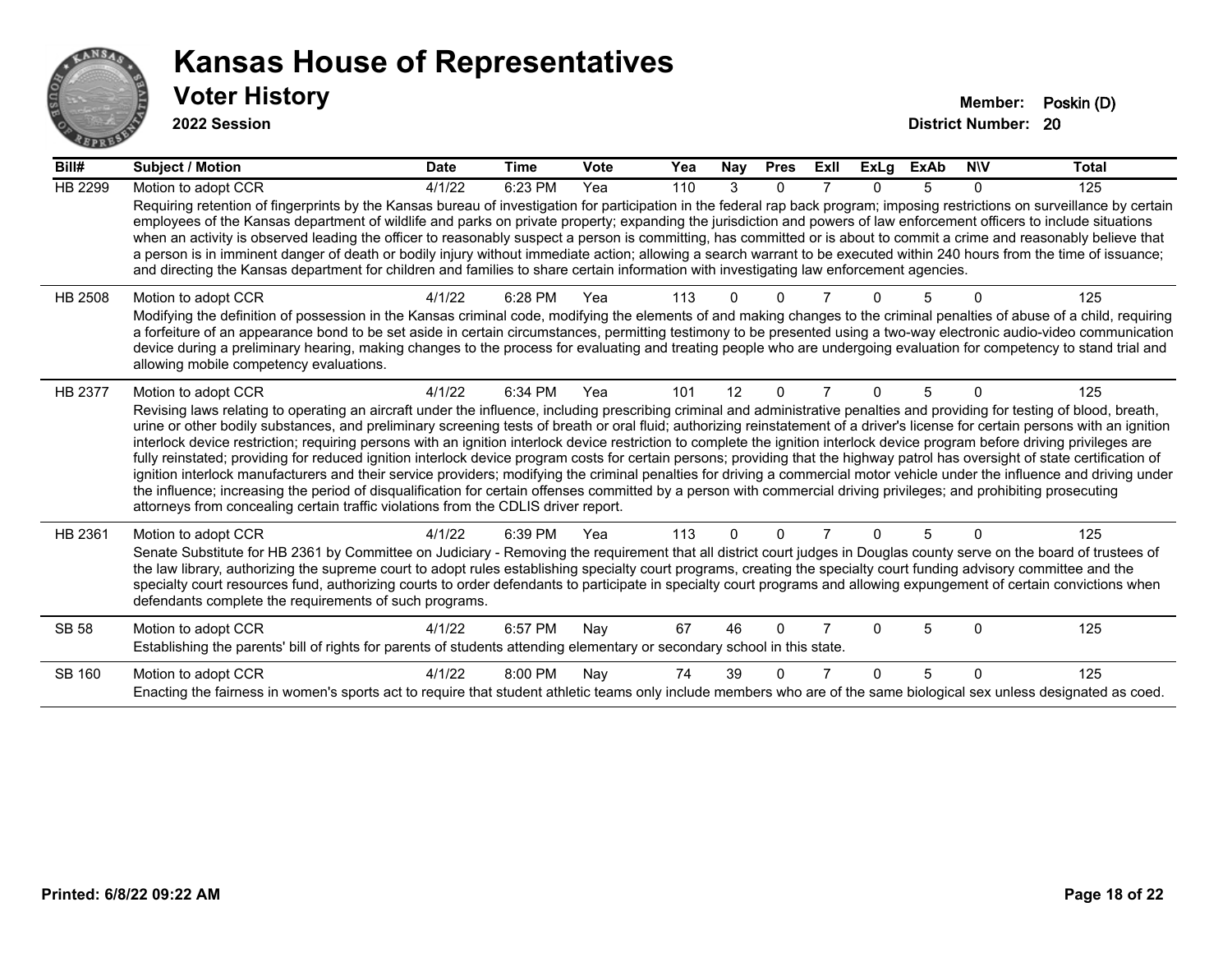# Kansas House of Representatives

## Voter History

**2022 Session**

**Member:** Poskin (D)
**District Number:** 20

| Bill# | Subject / Motion | Date | Time | Vote | Yea | Nay | Pres | ExII | ExLg | ExAb | N\V | Total |
|---|---|---|---|---|---|---|---|---|---|---|---|---|
| HB 2299 | Motion to adopt CCR | 4/1/22 | 6:23 PM | Yea | 110 | 3 | 0 | 7 | 0 | 5 | 0 | 125 |
| | Requiring retention of fingerprints by the Kansas bureau of investigation for participation in the federal rap back program; imposing restrictions on surveillance by certain employees of the Kansas department of wildlife and parks on private property; expanding the jurisdiction and powers of law enforcement officers to include situations when an activity is observed leading the officer to reasonably suspect a person is committing, has committed or is about to commit a crime and reasonably believe that a person is in imminent danger of death or bodily injury without immediate action; allowing a search warrant to be executed within 240 hours from the time of issuance; and directing the Kansas department for children and families to share certain information with investigating law enforcement agencies. | | | | | | | | | | | |
| HB 2508 | Motion to adopt CCR | 4/1/22 | 6:28 PM | Yea | 113 | 0 | 0 | 7 | 0 | 5 | 0 | 125 |
| | Modifying the definition of possession in the Kansas criminal code, modifying the elements of and making changes to the criminal penalties of abuse of a child, requiring a forfeiture of an appearance bond to be set aside in certain circumstances, permitting testimony to be presented using a two-way electronic audio-video communication device during a preliminary hearing, making changes to the process for evaluating and treating people who are undergoing evaluation for competency to stand trial and allowing mobile competency evaluations. | | | | | | | | | | | |
| HB 2377 | Motion to adopt CCR | 4/1/22 | 6:34 PM | Yea | 101 | 12 | 0 | 7 | 0 | 5 | 0 | 125 |
| | Revising laws relating to operating an aircraft under the influence, including prescribing criminal and administrative penalties and providing for testing of blood, breath, urine or other bodily substances, and preliminary screening tests of breath or oral fluid; authorizing reinstatement of a driver's license for certain persons with an ignition interlock device restriction; requiring persons with an ignition interlock device restriction to complete the ignition interlock device program before driving privileges are fully reinstated; providing for reduced ignition interlock device program costs for certain persons; providing that the highway patrol has oversight of state certification of ignition interlock manufacturers and their service providers; modifying the criminal penalties for driving a commercial motor vehicle under the influence and driving under the influence; increasing the period of disqualification for certain offenses committed by a person with commercial driving privileges; and prohibiting prosecuting attorneys from concealing certain traffic violations from the CDLIS driver report. | | | | | | | | | | | |
| HB 2361 | Motion to adopt CCR | 4/1/22 | 6:39 PM | Yea | 113 | 0 | 0 | 7 | 0 | 5 | 0 | 125 |
| | Senate Substitute for HB 2361 by Committee on Judiciary - Removing the requirement that all district court judges in Douglas county serve on the board of trustees of the law library, authorizing the supreme court to adopt rules establishing specialty court programs, creating the specialty court funding advisory committee and the specialty court resources fund, authorizing courts to order defendants to participate in specialty court programs and allowing expungement of certain convictions when defendants complete the requirements of such programs. | | | | | | | | | | | |
| SB 58 | Motion to adopt CCR | 4/1/22 | 6:57 PM | Nay | 67 | 46 | 0 | 7 | 0 | 5 | 0 | 125 |
| | Establishing the parents' bill of rights for parents of students attending elementary or secondary school in this state. | | | | | | | | | | | |
| SB 160 | Motion to adopt CCR | 4/1/22 | 8:00 PM | Nay | 74 | 39 | 0 | 7 | 0 | 5 | 0 | 125 |
| | Enacting the fairness in women's sports act to require that student athletic teams only include members who are of the same biological sex unless designated as coed. | | | | | | | | | | | |

**Printed: 6/8/22 09:22 AM**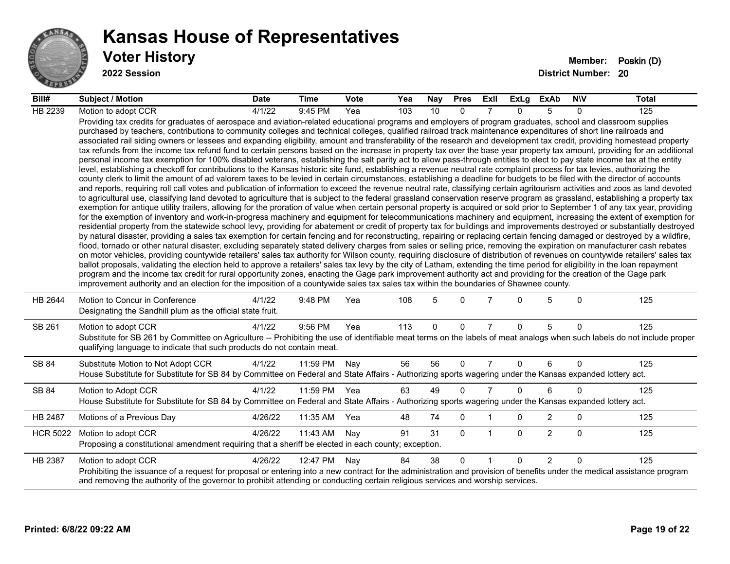# Kansas House of Representatives

## Voter History

**2022 Session**

**Member:** Poskin (D)
**District Number:** 20

| Bill# | Subject / Motion | Date | Time | Vote | Yea | Nay | Pres | ExII | ExLg | ExAb | N\V | Total |
|---|---|---|---|---|---|---|---|---|---|---|---|---|
| HB 2239 | Motion to adopt CCR | 4/1/22 | 9:45 PM | Yea | 103 | 10 | 0 | 7 | 0 | 5 | 0 | 125 |
| | Providing tax credits for graduates of aerospace and aviation-related educational programs and employers of program graduates, school and classroom supplies purchased by teachers, contributions to community colleges and technical colleges, qualified railroad track maintenance expenditures of short line railroads and associated rail siding owners or lessees and expanding eligibility, amount and transferability of the research and development tax credit, providing homestead property tax refunds from the income tax refund fund to certain persons based on the increase in property tax over the base year property tax amount, providing for an additional personal income tax exemption for 100% disabled veterans, establishing the salt parity act to allow pass-through entities to elect to pay state income tax at the entity level, establishing a checkoff for contributions to the Kansas historic site fund, establishing a revenue neutral rate complaint process for tax levies, authorizing the county clerk to limit the amount of ad valorem taxes to be levied in certain circumstances, establishing a deadline for budgets to be filed with the director of accounts and reports, requiring roll call votes and publication of information to exceed the revenue neutral rate, classifying certain agritourism activities and zoos as land devoted to agricultural use, classifying land devoted to agriculture that is subject to the federal grassland conservation reserve program as grassland, establishing a property tax exemption for antique utility trailers, allowing for the proration of value when certain personal property is acquired or sold prior to September 1 of any tax year, providing for the exemption of inventory and work-in-progress machinery and equipment for telecommunications machinery and equipment, increasing the extent of exemption for residential property from the statewide school levy, providing for abatement or credit of property tax for buildings and improvements destroyed or substantially destroyed by natural disaster, providing a sales tax exemption for certain fencing and for reconstructing, repairing or replacing certain fencing damaged or destroyed by a wildfire, flood, tornado or other natural disaster, excluding separately stated delivery charges from sales or selling price, removing the expiration on manufacturer cash rebates on motor vehicles, providing countywide retailers' sales tax authority for Wilson county, requiring disclosure of distribution of revenues on countywide retailers' sales tax ballot proposals, validating the election held to approve a retailers' sales tax levy by the city of Latham, extending the time period for eligibility in the loan repayment program and the income tax credit for rural opportunity zones, enacting the Gage park improvement authority act and providing for the creation of the Gage park improvement authority and an election for the imposition of a countywide sales tax sales tax within the boundaries of Shawnee county. | | | | | | | | | | | |
| HB 2644 | Motion to Concur in Conference | 4/1/22 | 9:48 PM | Yea | 108 | 5 | 0 | 7 | 0 | 5 | 0 | 125 |
| | Designating the Sandhill plum as the official state fruit. | | | | | | | | | | | |
| SB 261 | Motion to adopt CCR | 4/1/22 | 9:56 PM | Yea | 113 | 0 | 0 | 7 | 0 | 5 | 0 | 125 |
| | Substitute for SB 261 by Committee on Agriculture -- Prohibiting the use of identifiable meat terms on the labels of meat analogs when such labels do not include proper qualifying language to indicate that such products do not contain meat. | | | | | | | | | | | |
| SB 84 | Substitute Motion to Not Adopt CCR | 4/1/22 | 11:59 PM | Nay | 56 | 56 | 0 | 7 | 0 | 6 | 0 | 125 |
| | House Substitute for Substitute for SB 84 by Committee on Federal and State Affairs - Authorizing sports wagering under the Kansas expanded lottery act. | | | | | | | | | | | |
| SB 84 | Motion to Adopt CCR | 4/1/22 | 11:59 PM | Yea | 63 | 49 | 0 | 7 | 0 | 6 | 0 | 125 |
| | House Substitute for Substitute for SB 84 by Committee on Federal and State Affairs - Authorizing sports wagering under the Kansas expanded lottery act. | | | | | | | | | | | |
| HB 2487 | Motions of a Previous Day | 4/26/22 | 11:35 AM | Yea | 48 | 74 | 0 | 1 | 0 | 2 | 0 | 125 |
| HCR 5022 | Motion to adopt CCR | 4/26/22 | 11:43 AM | Nay | 91 | 31 | 0 | 1 | 0 | 2 | 0 | 125 |
| | Proposing a constitutional amendment requiring that a sheriff be elected in each county; exception. | | | | | | | | | | | |
| HB 2387 | Motion to adopt CCR | 4/26/22 | 12:47 PM | Nay | 84 | 38 | 0 | 1 | 0 | 2 | 0 | 125 |
| | Prohibiting the issuance of a request for proposal or entering into a new contract for the administration and provision of benefits under the medical assistance program and removing the authority of the governor to prohibit attending or conducting certain religious services and worship services. | | | | | | | | | | | |

Printed: 6/8/22 09:22 AM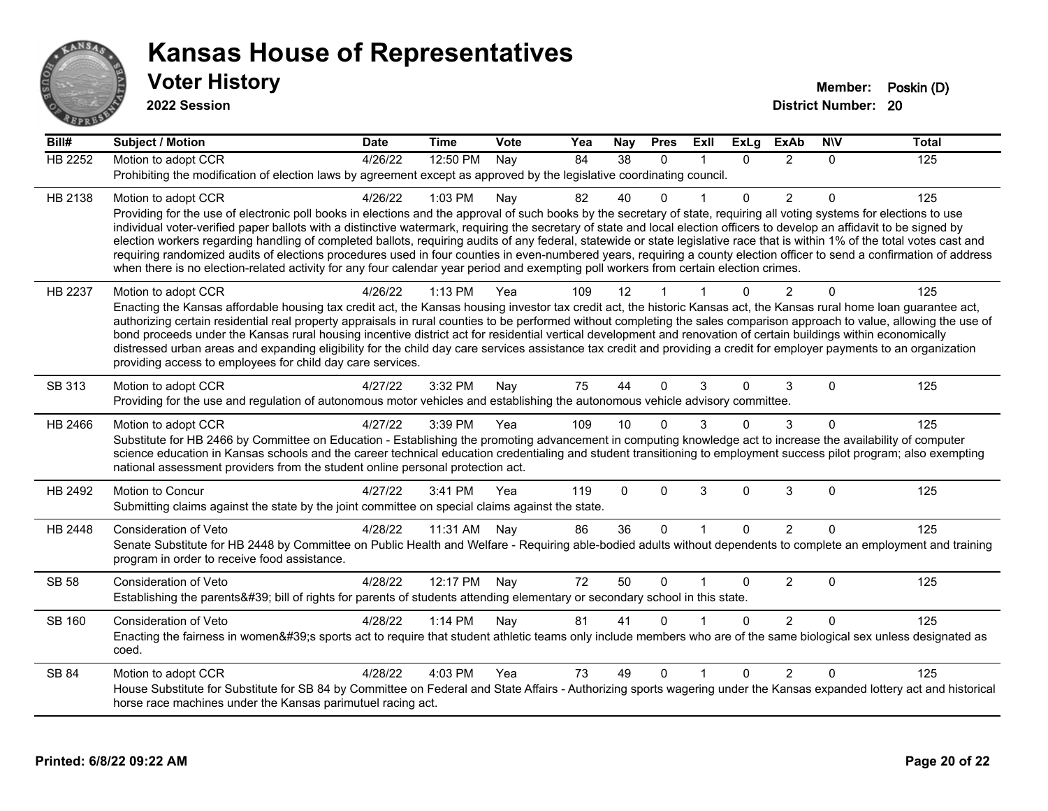# Kansas House of Representatives

## Voter History

**2022 Session**

**Member:** Poskin (D)
**District Number:** 20

| Bill# | Subject / Motion | Date | Time | Vote | Yea | Nay | Pres | ExII | ExLg | ExAb | N\V | Total |
|---|---|---|---|---|---|---|---|---|---|---|---|---|
| HB 2252 | Motion to adopt CCR | 4/26/22 | 12:50 PM | Nay | 84 | 38 | 0 | 1 | 0 | 2 | 0 | 125 |
| | Prohibiting the modification of election laws by agreement except as approved by the legislative coordinating council. | | | | | | | | | | | |
| HB 2138 | Motion to adopt CCR | 4/26/22 | 1:03 PM | Nay | 82 | 40 | 0 | 1 | 0 | 2 | 0 | 125 |
| | Providing for the use of electronic poll books in elections and the approval of such books by the secretary of state, requiring all voting systems for elections to use individual voter-verified paper ballots with a distinctive watermark, requiring the secretary of state and local election officers to develop an affidavit to be signed by election workers regarding handling of completed ballots, requiring audits of any federal, statewide or state legislative race that is within 1% of the total votes cast and requiring randomized audits of elections procedures used in four counties in even-numbered years, requiring a county election officer to send a confirmation of address when there is no election-related activity for any four calendar year period and exempting poll workers from certain election crimes. | | | | | | | | | | | |
| HB 2237 | Motion to adopt CCR | 4/26/22 | 1:13 PM | Yea | 109 | 12 | 1 | 1 | 0 | 2 | 0 | 125 |
| | Enacting the Kansas affordable housing tax credit act, the Kansas housing investor tax credit act, the historic Kansas act, the Kansas rural home loan guarantee act, authorizing certain residential real property appraisals in rural counties to be performed without completing the sales comparison approach to value, allowing the use of bond proceeds under the Kansas rural housing incentive district act for residential vertical development and renovation of certain buildings within economically distressed urban areas and expanding eligibility for the child day care services assistance tax credit and providing a credit for employer payments to an organization providing access to employees for child day care services. | | | | | | | | | | | |
| SB 313 | Motion to adopt CCR | 4/27/22 | 3:32 PM | Nay | 75 | 44 | 0 | 3 | 0 | 3 | 0 | 125 |
| | Providing for the use and regulation of autonomous motor vehicles and establishing the autonomous vehicle advisory committee. | | | | | | | | | | | |
| HB 2466 | Motion to adopt CCR | 4/27/22 | 3:39 PM | Yea | 109 | 10 | 0 | 3 | 0 | 3 | 0 | 125 |
| | Substitute for HB 2466 by Committee on Education - Establishing the promoting advancement in computing knowledge act to increase the availability of computer science education in Kansas schools and the career technical education credentialing and student transitioning to employment success pilot program; also exempting national assessment providers from the student online personal protection act. | | | | | | | | | | | |
| HB 2492 | Motion to Concur | 4/27/22 | 3:41 PM | Yea | 119 | 0 | 0 | 3 | 0 | 3 | 0 | 125 |
| | Submitting claims against the state by the joint committee on special claims against the state. | | | | | | | | | | | |
| HB 2448 | Consideration of Veto | 4/28/22 | 11:31 AM | Nay | 86 | 36 | 0 | 1 | 0 | 2 | 0 | 125 |
| | Senate Substitute for HB 2448 by Committee on Public Health and Welfare - Requiring able-bodied adults without dependents to complete an employment and training program in order to receive food assistance. | | | | | | | | | | | |
| SB 58 | Consideration of Veto | 4/28/22 | 12:17 PM | Nay | 72 | 50 | 0 | 1 | 0 | 2 | 0 | 125 |
| | Establishing the parents&#39; bill of rights for parents of students attending elementary or secondary school in this state. | | | | | | | | | | | |
| SB 160 | Consideration of Veto | 4/28/22 | 1:14 PM | Nay | 81 | 41 | 0 | 1 | 0 | 2 | 0 | 125 |
| | Enacting the fairness in women&#39;s sports act to require that student athletic teams only include members who are of the same biological sex unless designated as coed. | | | | | | | | | | | |
| SB 84 | Motion to adopt CCR | 4/28/22 | 4:03 PM | Yea | 73 | 49 | 0 | 1 | 0 | 2 | 0 | 125 |
| | House Substitute for Substitute for SB 84 by Committee on Federal and State Affairs - Authorizing sports wagering under the Kansas expanded lottery act and historical horse race machines under the Kansas parimutuel racing act. | | | | | | | | | | | |

**Printed: 6/8/22 09:22 AM**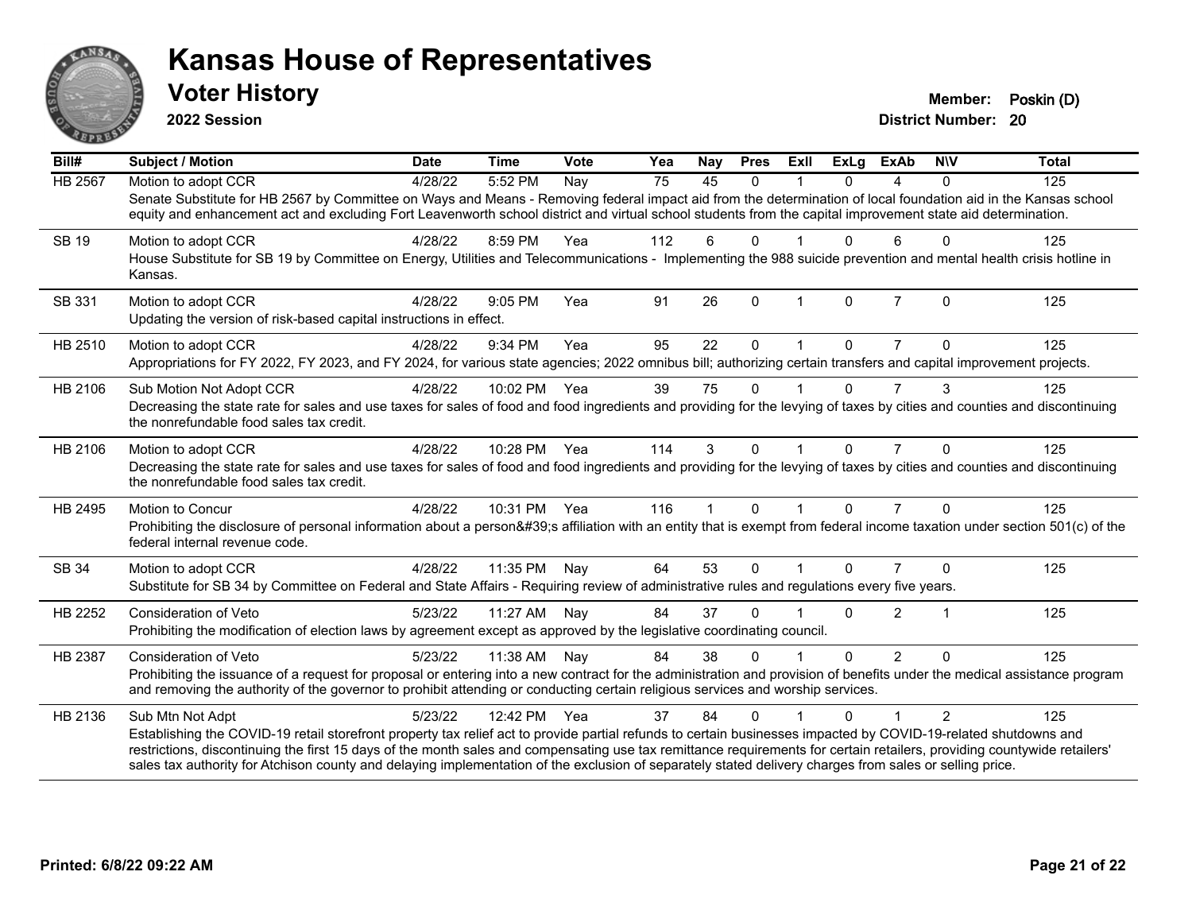# Kansas House of Representatives

## Voter History

**2022 Session**

**Member:** Poskin (D)
**District Number:** 20

| Bill# | Subject / Motion | Date | Time | Vote | Yea | Nay | Pres | ExII | ExLg | ExAb | N\V | Total |
|---|---|---|---|---|---|---|---|---|---|---|---|---|
| HB 2567 | Motion to adopt CCR | 4/28/22 | 5:52 PM | Nay | 75 | 45 | 0 | 1 | 0 | 4 | 0 | 125 |
| | Senate Substitute for HB 2567 by Committee on Ways and Means - Removing federal impact aid from the determination of local foundation aid in the Kansas school equity and enhancement act and excluding Fort Leavenworth school district and virtual school students from the capital improvement state aid determination. | | | | | | | | | | | |
| SB 19 | Motion to adopt CCR | 4/28/22 | 8:59 PM | Yea | 112 | 6 | 0 | 1 | 0 | 6 | 0 | 125 |
| | House Substitute for SB 19 by Committee on Energy, Utilities and Telecommunications - Implementing the 988 suicide prevention and mental health crisis hotline in Kansas. | | | | | | | | | | | |
| SB 331 | Motion to adopt CCR | 4/28/22 | 9:05 PM | Yea | 91 | 26 | 0 | 1 | 0 | 7 | 0 | 125 |
| | Updating the version of risk-based capital instructions in effect. | | | | | | | | | | | |
| HB 2510 | Motion to adopt CCR | 4/28/22 | 9:34 PM | Yea | 95 | 22 | 0 | 1 | 0 | 7 | 0 | 125 |
| | Appropriations for FY 2022, FY 2023, and FY 2024, for various state agencies; 2022 omnibus bill; authorizing certain transfers and capital improvement projects. | | | | | | | | | | | |
| HB 2106 | Sub Motion Not Adopt CCR | 4/28/22 | 10:02 PM | Yea | 39 | 75 | 0 | 1 | 0 | 7 | 3 | 125 |
| | Decreasing the state rate for sales and use taxes for sales of food and food ingredients and providing for the levying of taxes by cities and counties and discontinuing the nonrefundable food sales tax credit. | | | | | | | | | | | |
| HB 2106 | Motion to adopt CCR | 4/28/22 | 10:28 PM | Yea | 114 | 3 | 0 | 1 | 0 | 7 | 0 | 125 |
| | Decreasing the state rate for sales and use taxes for sales of food and food ingredients and providing for the levying of taxes by cities and counties and discontinuing the nonrefundable food sales tax credit. | | | | | | | | | | | |
| HB 2495 | Motion to Concur | 4/28/22 | 10:31 PM | Yea | 116 | 1 | 0 | 1 | 0 | 7 | 0 | 125 |
| | Prohibiting the disclosure of personal information about a person&#39;s affiliation with an entity that is exempt from federal income taxation under section 501(c) of the federal internal revenue code. | | | | | | | | | | | |
| SB 34 | Motion to adopt CCR | 4/28/22 | 11:35 PM | Nay | 64 | 53 | 0 | 1 | 0 | 7 | 0 | 125 |
| | Substitute for SB 34 by Committee on Federal and State Affairs - Requiring review of administrative rules and regulations every five years. | | | | | | | | | | | |
| HB 2252 | Consideration of Veto | 5/23/22 | 11:27 AM | Nay | 84 | 37 | 0 | 1 | 0 | 2 | 1 | 125 |
| | Prohibiting the modification of election laws by agreement except as approved by the legislative coordinating council. | | | | | | | | | | | |
| HB 2387 | Consideration of Veto | 5/23/22 | 11:38 AM | Nay | 84 | 38 | 0 | 1 | 0 | 2 | 0 | 125 |
| | Prohibiting the issuance of a request for proposal or entering into a new contract for the administration and provision of benefits under the medical assistance program and removing the authority of the governor to prohibit attending or conducting certain religious services and worship services. | | | | | | | | | | | |
| HB 2136 | Sub Mtn Not Adpt | 5/23/22 | 12:42 PM | Yea | 37 | 84 | 0 | 1 | 0 | 1 | 2 | 125 |
| | Establishing the COVID-19 retail storefront property tax relief act to provide partial refunds to certain businesses impacted by COVID-19-related shutdowns and restrictions, discontinuing the first 15 days of the month sales and compensating use tax remittance requirements for certain retailers, providing countywide retailers' sales tax authority for Atchison county and delaying implementation of the exclusion of separately stated delivery charges from sales or selling price. | | | | | | | | | | | |

**Printed: 6/8/22 09:22 AM**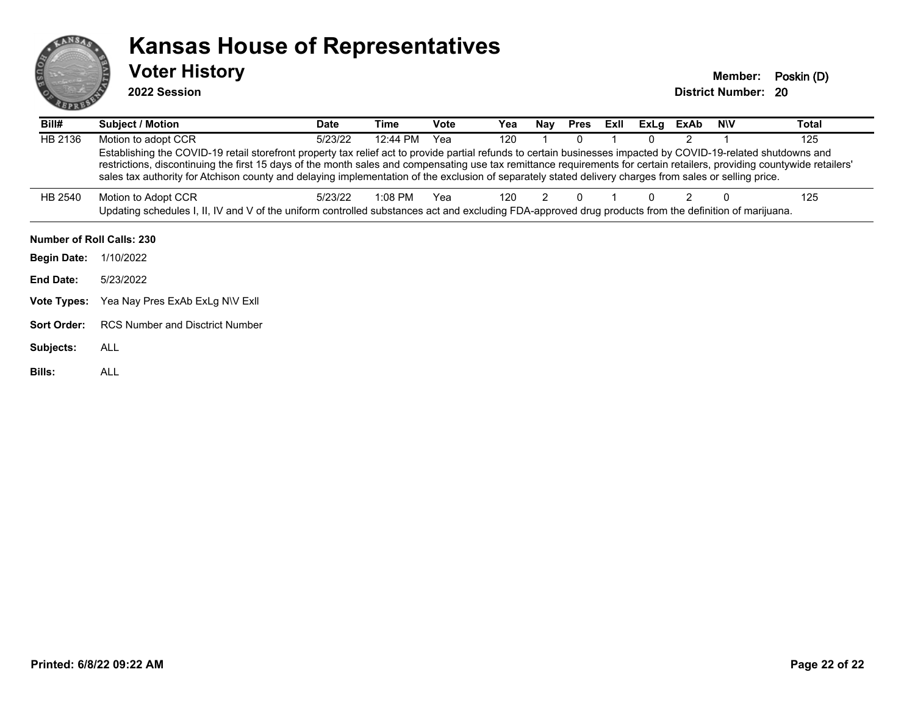# Kansas House of Representatives

## Voter History

**2022 Session**

**Member:** Poskin (D)
**District Number:** 20

| Bill# | Subject / Motion | Date | Time | Vote | Yea | Nay | Pres | ExII | ExLg | ExAb | N\V | Total |
|---|---|---|---|---|---|---|---|---|---|---|---|---|
| HB 2136 | Motion to adopt CCR | 5/23/22 | 12:44 PM | Yea | 120 | 1 | 0 | 1 | 0 | 2 | 1 | 125 |
| | Establishing the COVID-19 retail storefront property tax relief act to provide partial refunds to certain businesses impacted by COVID-19-related shutdowns and restrictions, discontinuing the first 15 days of the month sales and compensating use tax remittance requirements for certain retailers, providing countywide retailers' sales tax authority for Atchison county and delaying implementation of the exclusion of separately stated delivery charges from sales or selling price. | | | | | | | | | | | |
| HB 2540 | Motion to Adopt CCR | 5/23/22 | 1:08 PM | Yea | 120 | 2 | 0 | 1 | 0 | 2 | 0 | 125 |
| | Updating schedules I, II, IV and V of the uniform controlled substances act and excluding FDA-approved drug products from the definition of marijuana. | | | | | | | | | | | |

**Number of Roll Calls: 230**

**Begin Date:** 1/10/2022

**End Date:** 5/23/2022

**Vote Types:** Yea Nay Pres ExAb ExLg N\V ExII

**Sort Order:** RCS Number and Disctrict Number

**Subjects:** ALL

**Bills:** ALL

**Printed: 6/8/22 09:22 AM**